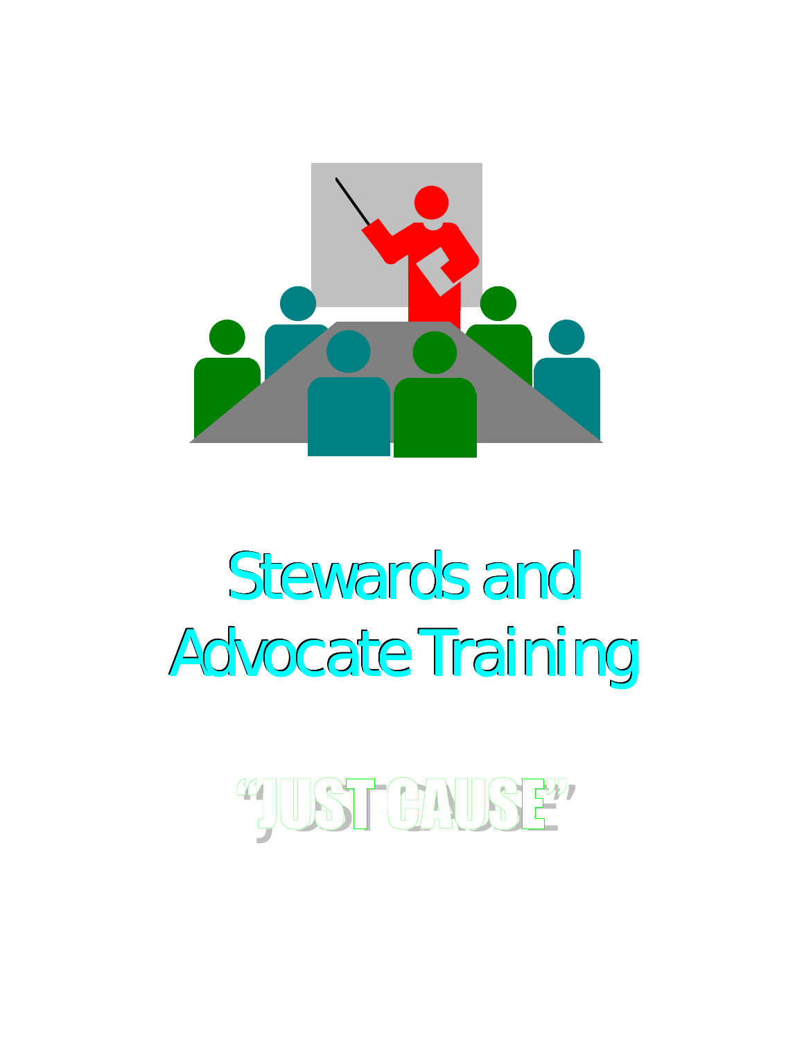# Stewards and Advocate Training

## "JUST CAUSE"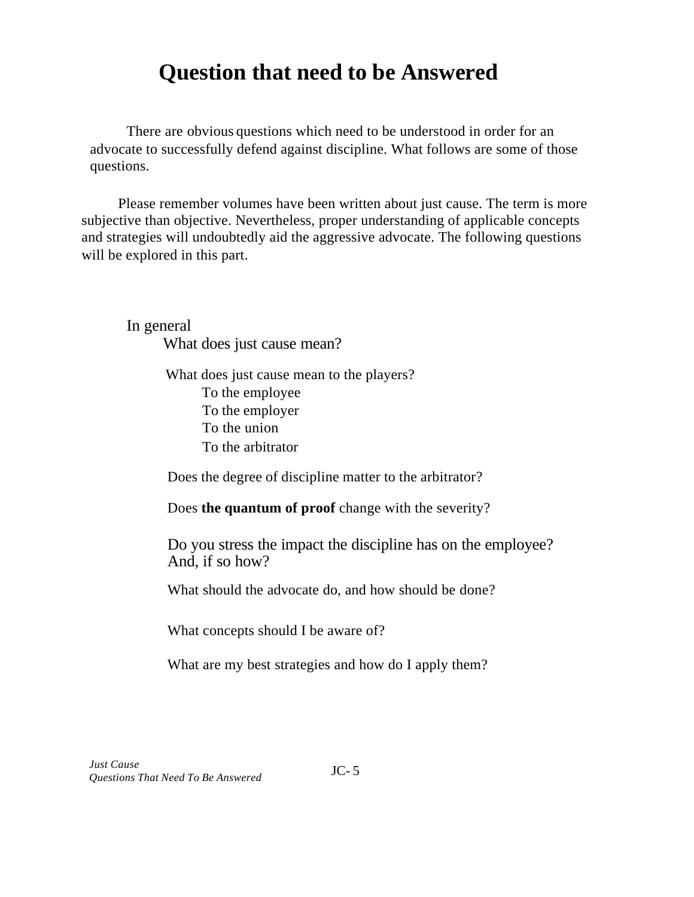# Question that need to be Answered

There are obvious questions which need to be understood in order for an advocate to successfully defend against discipline. What follows are some of those questions.

Please remember volumes have been written about just cause. The term is more subjective than objective. Nevertheless, proper understanding of applicable concepts and strategies will undoubtedly aid the aggressive advocate. The following questions will be explored in this part.

In general

- What does just cause mean?
- What does just cause mean to the players?
  - To the employee
  - To the employer
  - To the union
  - To the arbitrator
- Does the degree of discipline matter to the arbitrator?
- Does **the quantum of proof** change with the severity?
- Do you stress the impact the discipline has on the employee? And, if so how?
- What should the advocate do, and how should be done?
- What concepts should I be aware of?
- What are my best strategies and how do I apply them?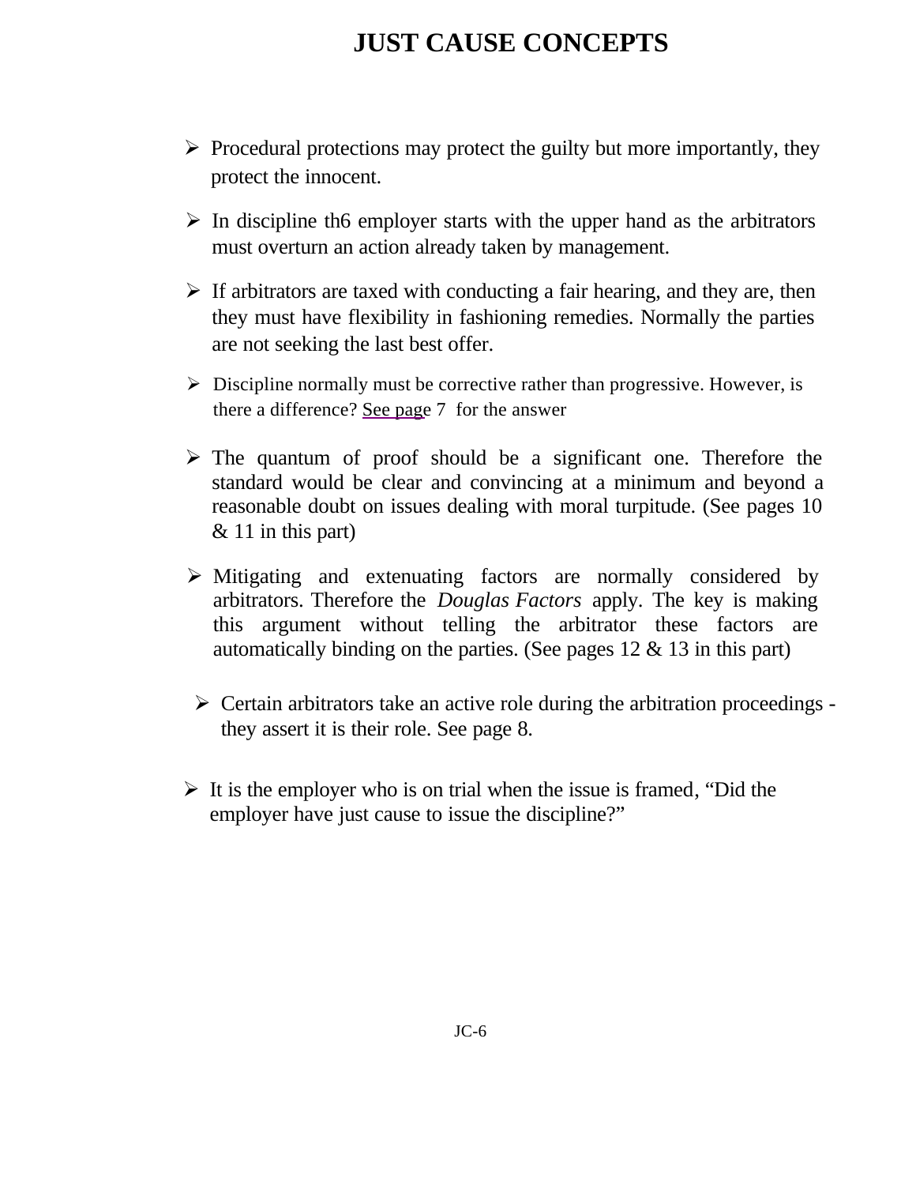# JUST CAUSE CONCEPTS

- Procedural protections may protect the guilty but more importantly, they protect the innocent.
- In discipline th6 employer starts with the upper hand as the arbitrators must overturn an action already taken by management.
- If arbitrators are taxed with conducting a fair hearing, and they are, then they must have flexibility in fashioning remedies. Normally the parties are not seeking the last best offer.
- Discipline normally must be corrective rather than progressive. However, is there a difference? See page 7 for the answer
- The quantum of proof should be a significant one. Therefore the standard would be clear and convincing at a minimum and beyond a reasonable doubt on issues dealing with moral turpitude. (See pages 10 & 11 in this part)
- Mitigating and extenuating factors are normally considered by arbitrators. Therefore the *Douglas Factors* apply. The key is making this argument without telling the arbitrator these factors are automatically binding on the parties. (See pages 12 & 13 in this part)
- Certain arbitrators take an active role during the arbitration proceedings - they assert it is their role. See page 8.
- It is the employer who is on trial when the issue is framed, “Did the employer have just cause to issue the discipline?”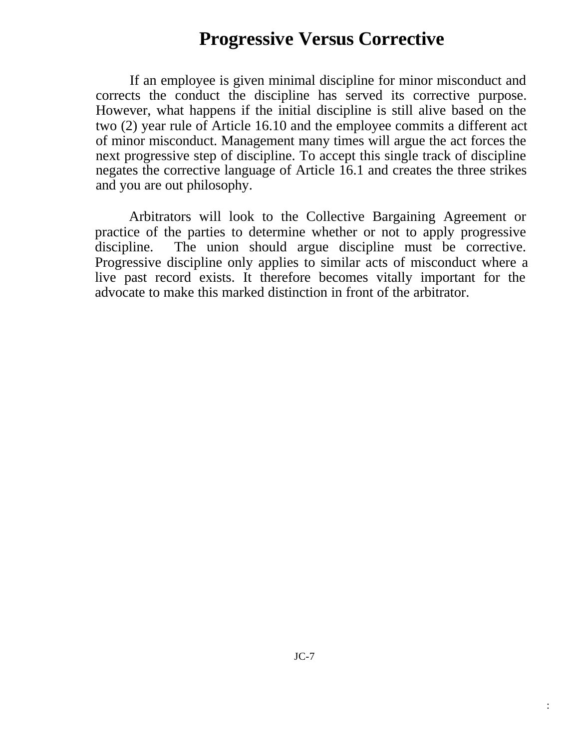# Progressive Versus Corrective

If an employee is given minimal discipline for minor misconduct and corrects the conduct the discipline has served its corrective purpose. However, what happens if the initial discipline is still alive based on the two (2) year rule of Article 16.10 and the employee commits a different act of minor misconduct. Management many times will argue the act forces the next progressive step of discipline. To accept this single track of discipline negates the corrective language of Article 16.1 and creates the three strikes and you are out philosophy.

Arbitrators will look to the Collective Bargaining Agreement or practice of the parties to determine whether or not to apply progressive discipline. The union should argue discipline must be corrective. Progressive discipline only applies to similar acts of misconduct where a live past record exists. It therefore becomes vitally important for the advocate to make this marked distinction in front of the arbitrator.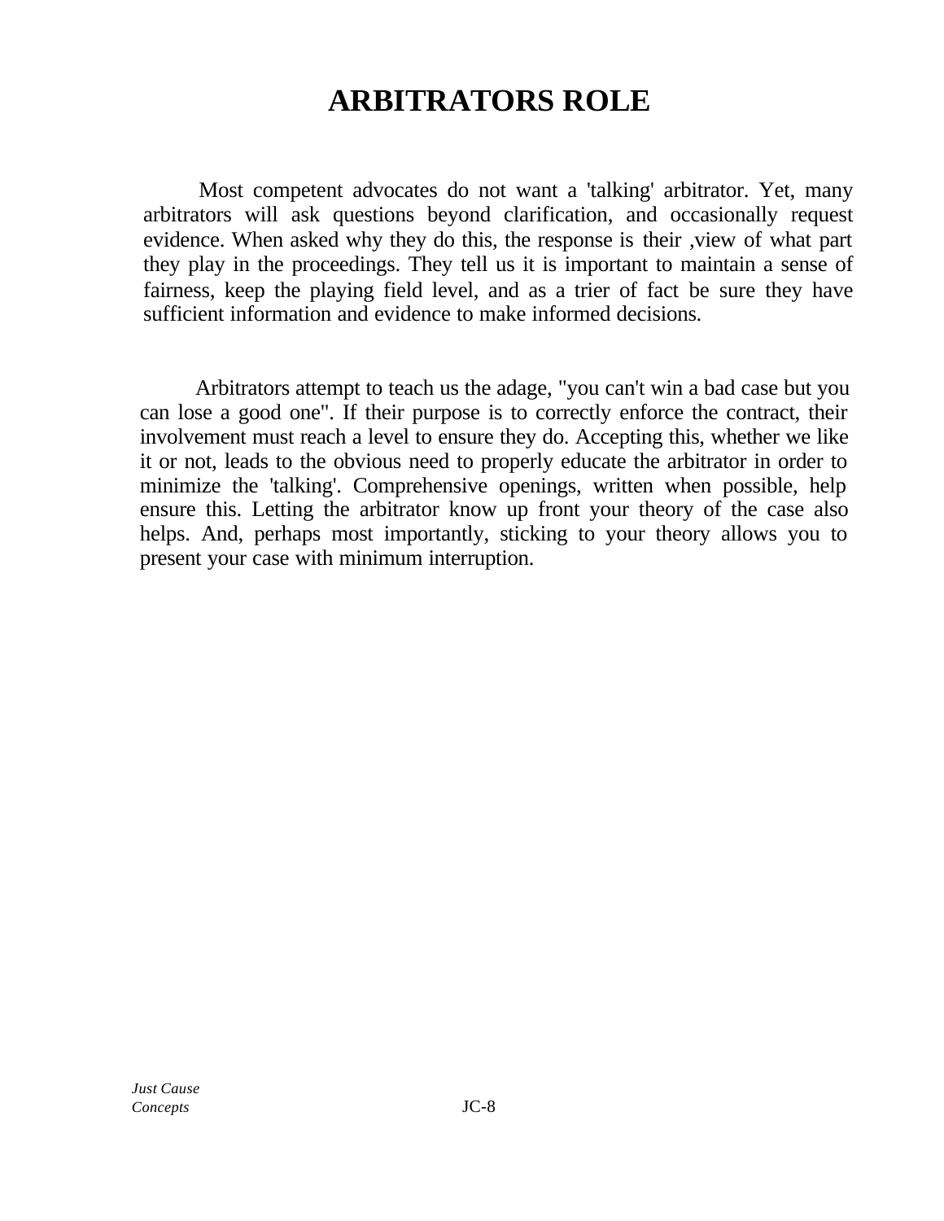# ARBITRATORS ROLE

Most competent advocates do not want a 'talking' arbitrator. Yet, many arbitrators will ask questions beyond clarification, and occasionally request evidence. When asked why they do this, the response is their ,view of what part they play in the proceedings. They tell us it is important to maintain a sense of fairness, keep the playing field level, and as a trier of fact be sure they have sufficient information and evidence to make informed decisions.

Arbitrators attempt to teach us the adage, "you can't win a bad case but you can lose a good one". If their purpose is to correctly enforce the contract, their involvement must reach a level to ensure they do. Accepting this, whether we like it or not, leads to the obvious need to properly educate the arbitrator in order to minimize the 'talking'. Comprehensive openings, written when possible, help ensure this. Letting the arbitrator know up front your theory of the case also helps. And, perhaps most importantly, sticking to your theory allows you to present your case with minimum interruption.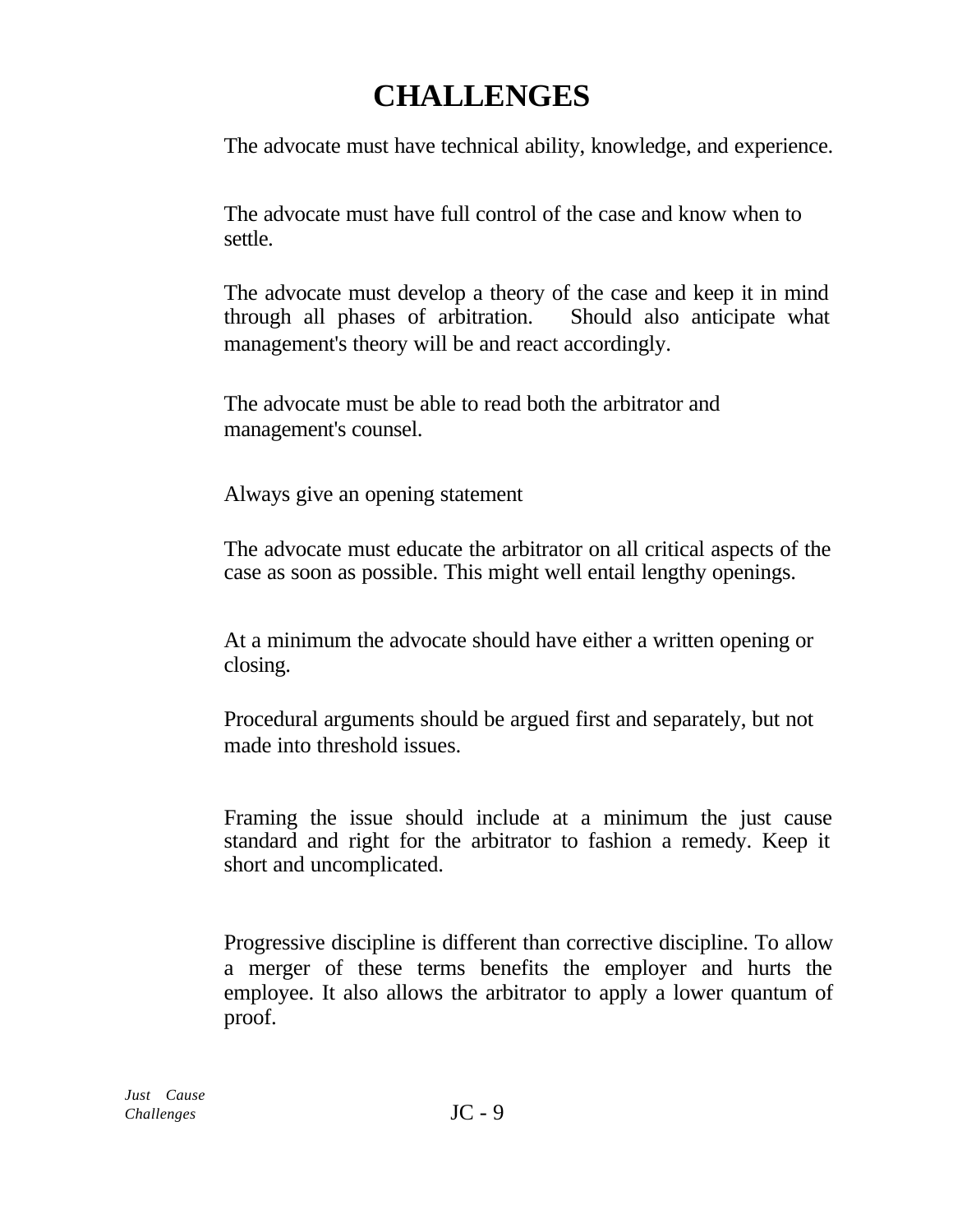# CHALLENGES

The advocate must have technical ability, knowledge, and experience.

The advocate must have full control of the case and know when to settle.

The advocate must develop a theory of the case and keep it in mind through all phases of arbitration. Should also anticipate what management's theory will be and react accordingly.

The advocate must be able to read both the arbitrator and management's counsel.

Always give an opening statement

The advocate must educate the arbitrator on all critical aspects of the case as soon as possible. This might well entail lengthy openings.

At a minimum the advocate should have either a written opening or closing.

Procedural arguments should be argued first and separately, but not made into threshold issues.

Framing the issue should include at a minimum the just cause standard and right for the arbitrator to fashion a remedy. Keep it short and uncomplicated.

Progressive discipline is different than corrective discipline. To allow a merger of these terms benefits the employer and hurts the employee. It also allows the arbitrator to apply a lower quantum of proof.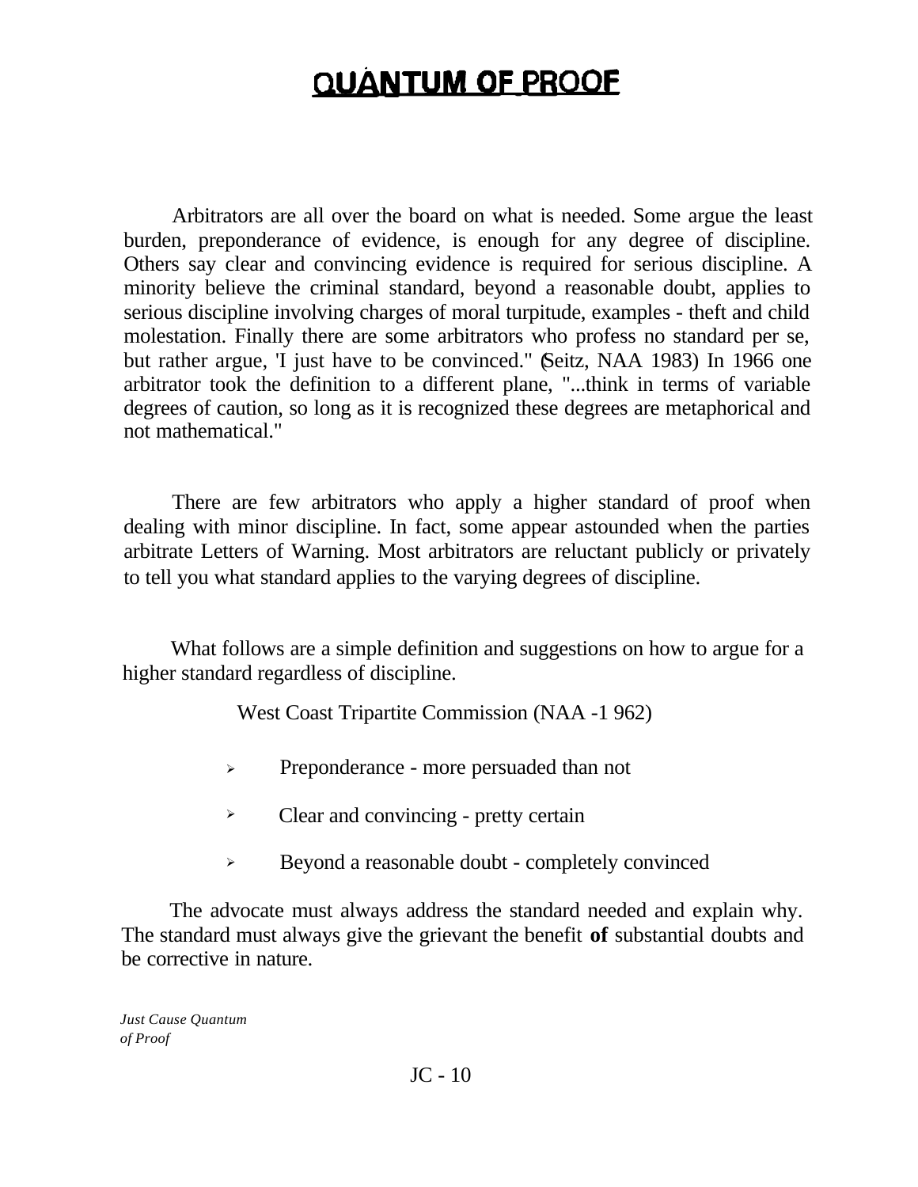# QUANTUM OF PROOF

Arbitrators are all over the board on what is needed. Some argue the least burden, preponderance of evidence, is enough for any degree of discipline. Others say clear and convincing evidence is required for serious discipline. A minority believe the criminal standard, beyond a reasonable doubt, applies to serious discipline involving charges of moral turpitude, examples - theft and child molestation. Finally there are some arbitrators who profess no standard per se, but rather argue, 'I just have to be convinced." (Seitz, NAA 1983) In 1966 one arbitrator took the definition to a different plane, "...think in terms of variable degrees of caution, so long as it is recognized these degrees are metaphorical and not mathematical."

There are few arbitrators who apply a higher standard of proof when dealing with minor discipline. In fact, some appear astounded when the parties arbitrate Letters of Warning. Most arbitrators are reluctant publicly or privately to tell you what standard applies to the varying degrees of discipline.

What follows are a simple definition and suggestions on how to argue for a higher standard regardless of discipline.

West Coast Tripartite Commission (NAA -1 962)

- Preponderance - more persuaded than not
- Clear and convincing - pretty certain
- Beyond a reasonable doubt - completely convinced

The advocate must always address the standard needed and explain why. The standard must always give the grievant the benefit **of** substantial doubts and be corrective in nature.

*Just Cause Quantum of Proof*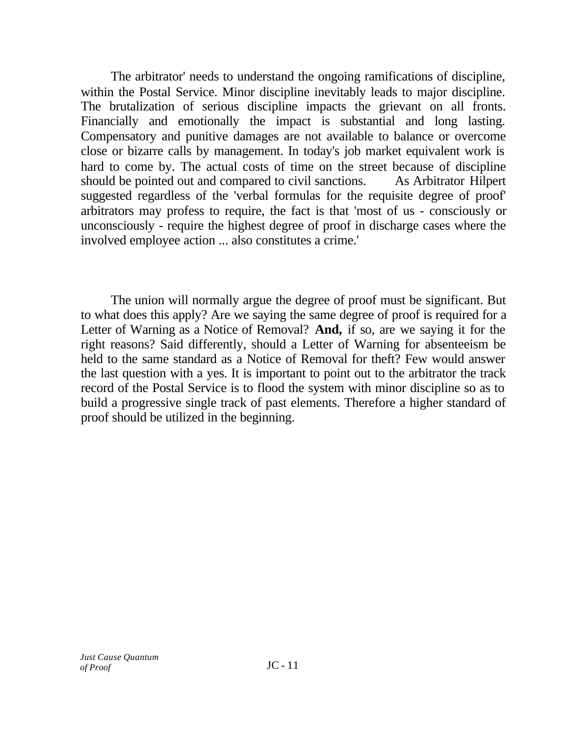The arbitrator' needs to understand the ongoing ramifications of discipline, within the Postal Service. Minor discipline inevitably leads to major discipline. The brutalization of serious discipline impacts the grievant on all fronts. Financially and emotionally the impact is substantial and long lasting. Compensatory and punitive damages are not available to balance or overcome close or bizarre calls by management. In today's job market equivalent work is hard to come by. The actual costs of time on the street because of discipline should be pointed out and compared to civil sanctions. As Arbitrator Hilpert suggested regardless of the 'verbal formulas for the requisite degree of proof' arbitrators may profess to require, the fact is that 'most of us - consciously or unconsciously - require the highest degree of proof in discharge cases where the involved employee action ... also constitutes a crime.'

The union will normally argue the degree of proof must be significant. But to what does this apply? Are we saying the same degree of proof is required for a Letter of Warning as a Notice of Removal? **And,** if so, are we saying it for the right reasons? Said differently, should a Letter of Warning for absenteeism be held to the same standard as a Notice of Removal for theft? Few would answer the last question with a yes. It is important to point out to the arbitrator the track record of the Postal Service is to flood the system with minor discipline so as to build a progressive single track of past elements. Therefore a higher standard of proof should be utilized in the beginning.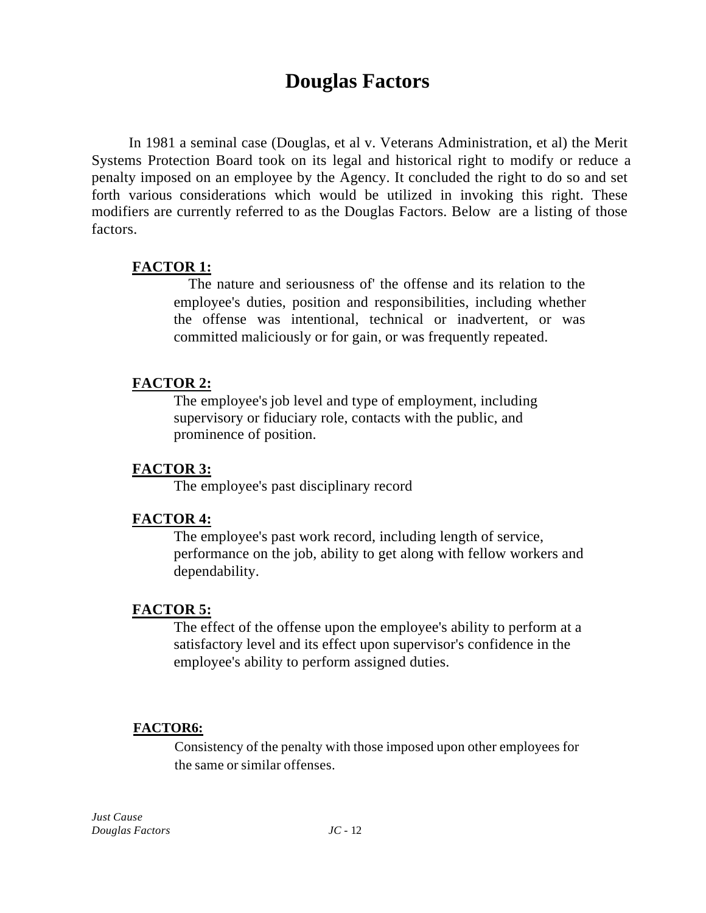# Douglas Factors

In 1981 a seminal case (Douglas, et al v. Veterans Administration, et al) the Merit Systems Protection Board took on its legal and historical right to modify or reduce a penalty imposed on an employee by the Agency. It concluded the right to do so and set forth various considerations which would be utilized in invoking this right. These modifiers are currently referred to as the Douglas Factors. Below are a listing of those factors.

**FACTOR 1:**

The nature and seriousness of' the offense and its relation to the employee's duties, position and responsibilities, including whether the offense was intentional, technical or inadvertent, or was committed maliciously or for gain, or was frequently repeated.

**FACTOR 2:**

The employee's job level and type of employment, including supervisory or fiduciary role, contacts with the public, and prominence of position.

**FACTOR 3:**

The employee's past disciplinary record

**FACTOR 4:**

The employee's past work record, including length of service, performance on the job, ability to get along with fellow workers and dependability.

**FACTOR 5:**

The effect of the offense upon the employee's ability to perform at a satisfactory level and its effect upon supervisor's confidence in the employee's ability to perform assigned duties.

**FACTOR6:**

Consistency of the penalty with those imposed upon other employees for the same or similar offenses.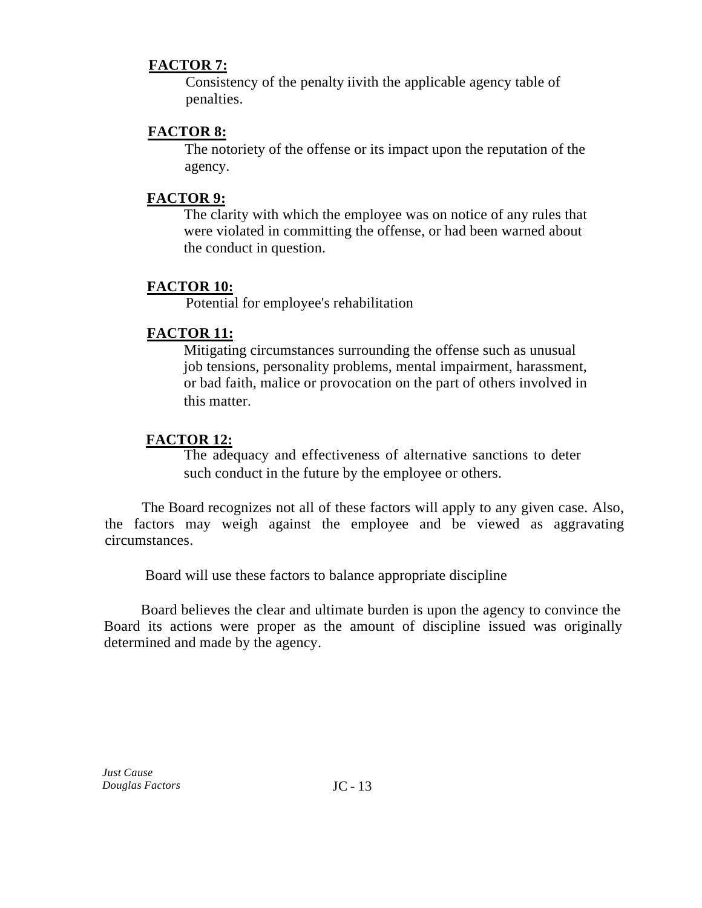**FACTOR 7:**

Consistency of the penalty iivith the applicable agency table of penalties.

**FACTOR 8:**

The notoriety of the offense or its impact upon the reputation of the agency.

**FACTOR 9:**

The clarity with which the employee was on notice of any rules that were violated in committing the offense, or had been warned about the conduct in question.

**FACTOR 10:**

Potential for employee's rehabilitation

**FACTOR 11:**

Mitigating circumstances surrounding the offense such as unusual job tensions, personality problems, mental impairment, harassment, or bad faith, malice or provocation on the part of others involved in this matter.

**FACTOR 12:**

The adequacy and effectiveness of alternative sanctions to deter such conduct in the future by the employee or others.

The Board recognizes not all of these factors will apply to any given case. Also, the factors may weigh against the employee and be viewed as aggravating circumstances.

Board will use these factors to balance appropriate discipline

Board believes the clear and ultimate burden is upon the agency to convince the Board its actions were proper as the amount of discipline issued was originally determined and made by the agency.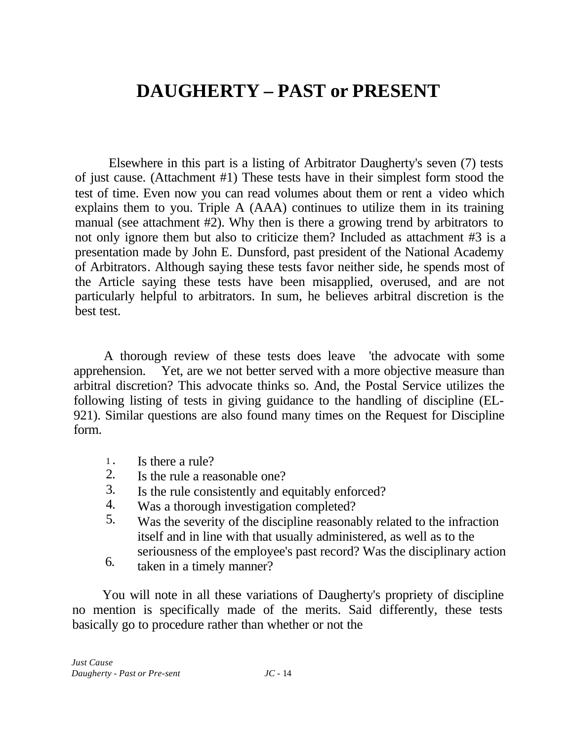# DAUGHERTY – PAST or PRESENT

Elsewhere in this part is a listing of Arbitrator Daugherty's seven (7) tests of just cause. (Attachment #1) These tests have in their simplest form stood the test of time. Even now you can read volumes about them or rent a video which explains them to you. Triple A (AAA) continues to utilize them in its training manual (see attachment #2). Why then is there a growing trend by arbitrators to not only ignore them but also to criticize them? Included as attachment #3 is a presentation made by John E. Dunsford, past president of the National Academy of Arbitrators. Although saying these tests favor neither side, he spends most of the Article saying these tests have been misapplied, overused, and are not particularly helpful to arbitrators. In sum, he believes arbitral discretion is the best test.

A thorough review of these tests does leave 'the advocate with some apprehension. Yet, are we not better served with a more objective measure than arbitral discretion? This advocate thinks so. And, the Postal Service utilizes the following listing of tests in giving guidance to the handling of discipline (EL-921). Similar questions are also found many times on the Request for Discipline form.

1. Is there a rule?
2. Is the rule a reasonable one?
3. Is the rule consistently and equitably enforced?
4. Was a thorough investigation completed?
5. Was the severity of the discipline reasonably related to the infraction itself and in line with that usually administered, as well as to the seriousness of the employee's past record?
6. Was the disciplinary action taken in a timely manner?

You will note in all these variations of Daugherty's propriety of discipline no mention is specifically made of the merits. Said differently, these tests basically go to procedure rather than whether or not the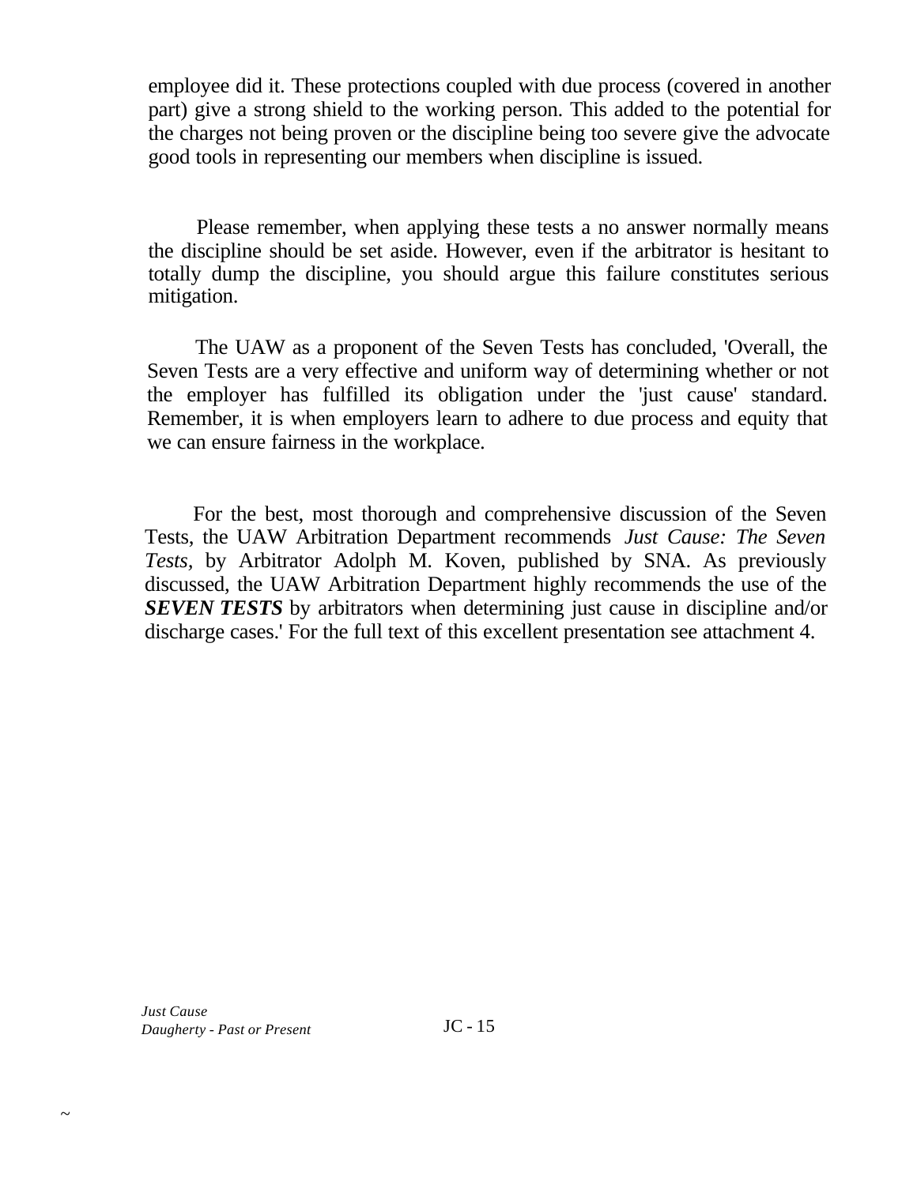employee did it. These protections coupled with due process (covered in another part) give a strong shield to the working person. This added to the potential for the charges not being proven or the discipline being too severe give the advocate good tools in representing our members when discipline is issued.

Please remember, when applying these tests a no answer normally means the discipline should be set aside. However, even if the arbitrator is hesitant to totally dump the discipline, you should argue this failure constitutes serious mitigation.

The UAW as a proponent of the Seven Tests has concluded, 'Overall, the Seven Tests are a very effective and uniform way of determining whether or not the employer has fulfilled its obligation under the 'just cause' standard. Remember, it is when employers learn to adhere to due process and equity that we can ensure fairness in the workplace.

For the best, most thorough and comprehensive discussion of the Seven Tests, the UAW Arbitration Department recommends *Just Cause: The Seven Tests*, by Arbitrator Adolph M. Koven, published by SNA. As previously discussed, the UAW Arbitration Department highly recommends the use of the ***SEVEN TESTS*** by arbitrators when determining just cause in discipline and/or discharge cases.' For the full text of this excellent presentation see attachment 4.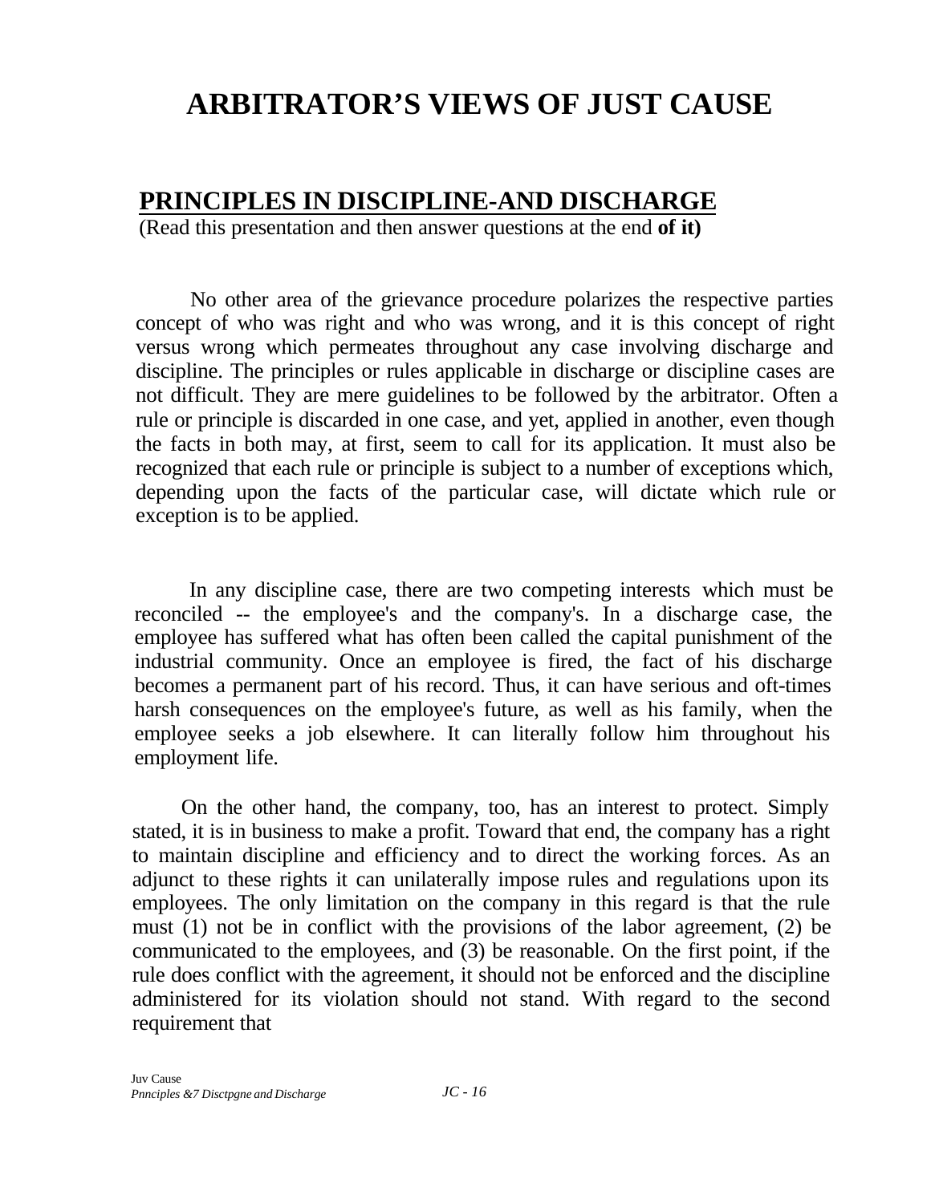# ARBITRATOR'S VIEWS OF JUST CAUSE

## PRINCIPLES IN DISCIPLINE-AND DISCHARGE

(Read this presentation and then answer questions at the end **of it)**

No other area of the grievance procedure polarizes the respective parties concept of who was right and who was wrong, and it is this concept of right versus wrong which permeates throughout any case involving discharge and discipline. The principles or rules applicable in discharge or discipline cases are not difficult. They are mere guidelines to be followed by the arbitrator. Often a rule or principle is discarded in one case, and yet, applied in another, even though the facts in both may, at first, seem to call for its application. It must also be recognized that each rule or principle is subject to a number of exceptions which, depending upon the facts of the particular case, will dictate which rule or exception is to be applied.

In any discipline case, there are two competing interests which must be reconciled -- the employee's and the company's. In a discharge case, the employee has suffered what has often been called the capital punishment of the industrial community. Once an employee is fired, the fact of his discharge becomes a permanent part of his record. Thus, it can have serious and oft-times harsh consequences on the employee's future, as well as his family, when the employee seeks a job elsewhere. It can literally follow him throughout his employment life.

On the other hand, the company, too, has an interest to protect. Simply stated, it is in business to make a profit. Toward that end, the company has a right to maintain discipline and efficiency and to direct the working forces. As an adjunct to these rights it can unilaterally impose rules and regulations upon its employees. The only limitation on the company in this regard is that the rule must (1) not be in conflict with the provisions of the labor agreement, (2) be communicated to the employees, and (3) be reasonable. On the first point, if the rule does conflict with the agreement, it should not be enforced and the discipline administered for its violation should not stand. With regard to the second requirement that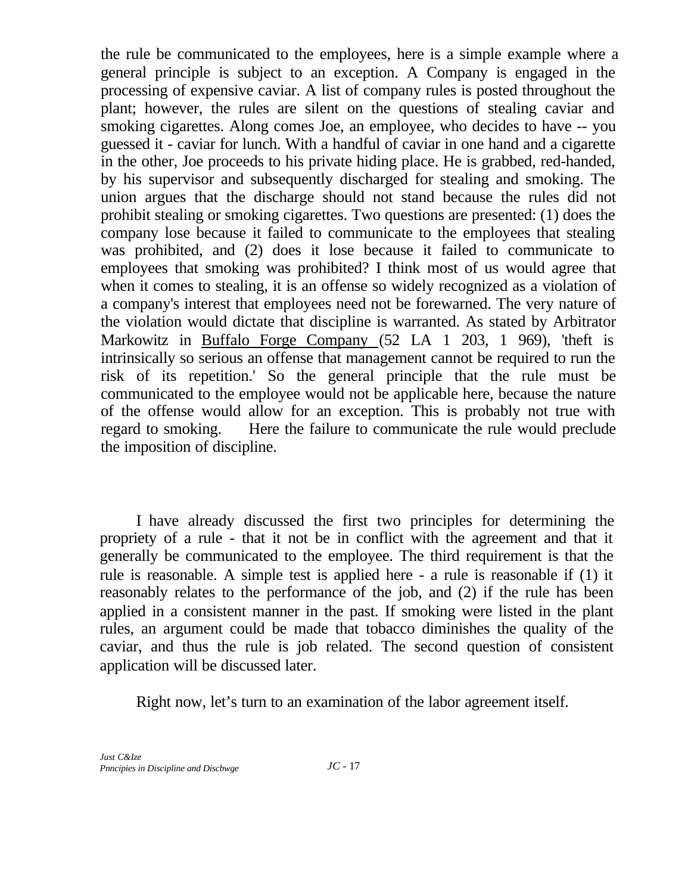the rule be communicated to the employees, here is a simple example where a general principle is subject to an exception. A Company is engaged in the processing of expensive caviar. A list of company rules is posted throughout the plant; however, the rules are silent on the questions of stealing caviar and smoking cigarettes. Along comes Joe, an employee, who decides to have -- you guessed it - caviar for lunch. With a handful of caviar in one hand and a cigarette in the other, Joe proceeds to his private hiding place. He is grabbed, red-handed, by his supervisor and subsequently discharged for stealing and smoking. The union argues that the discharge should not stand because the rules did not prohibit stealing or smoking cigarettes. Two questions are presented: (1) does the company lose because it failed to communicate to the employees that stealing was prohibited, and (2) does it lose because it failed to communicate to employees that smoking was prohibited? I think most of us would agree that when it comes to stealing, it is an offense so widely recognized as a violation of a company's interest that employees need not be forewarned. The very nature of the violation would dictate that discipline is warranted. As stated by Arbitrator Markowitz in Buffalo Forge Company (52 LA 1 203, 1 969), 'theft is intrinsically so serious an offense that management cannot be required to run the risk of its repetition.' So the general principle that the rule must be communicated to the employee would not be applicable here, because the nature of the offense would allow for an exception. This is probably not true with regard to smoking. Here the failure to communicate the rule would preclude the imposition of discipline.

I have already discussed the first two principles for determining the propriety of a rule - that it not be in conflict with the agreement and that it generally be communicated to the employee. The third requirement is that the rule is reasonable. A simple test is applied here - a rule is reasonable if (1) it reasonably relates to the performance of the job, and (2) if the rule has been applied in a consistent manner in the past. If smoking were listed in the plant rules, an argument could be made that tobacco diminishes the quality of the caviar, and thus the rule is job related. The second question of consistent application will be discussed later.

Right now, let's turn to an examination of the labor agreement itself.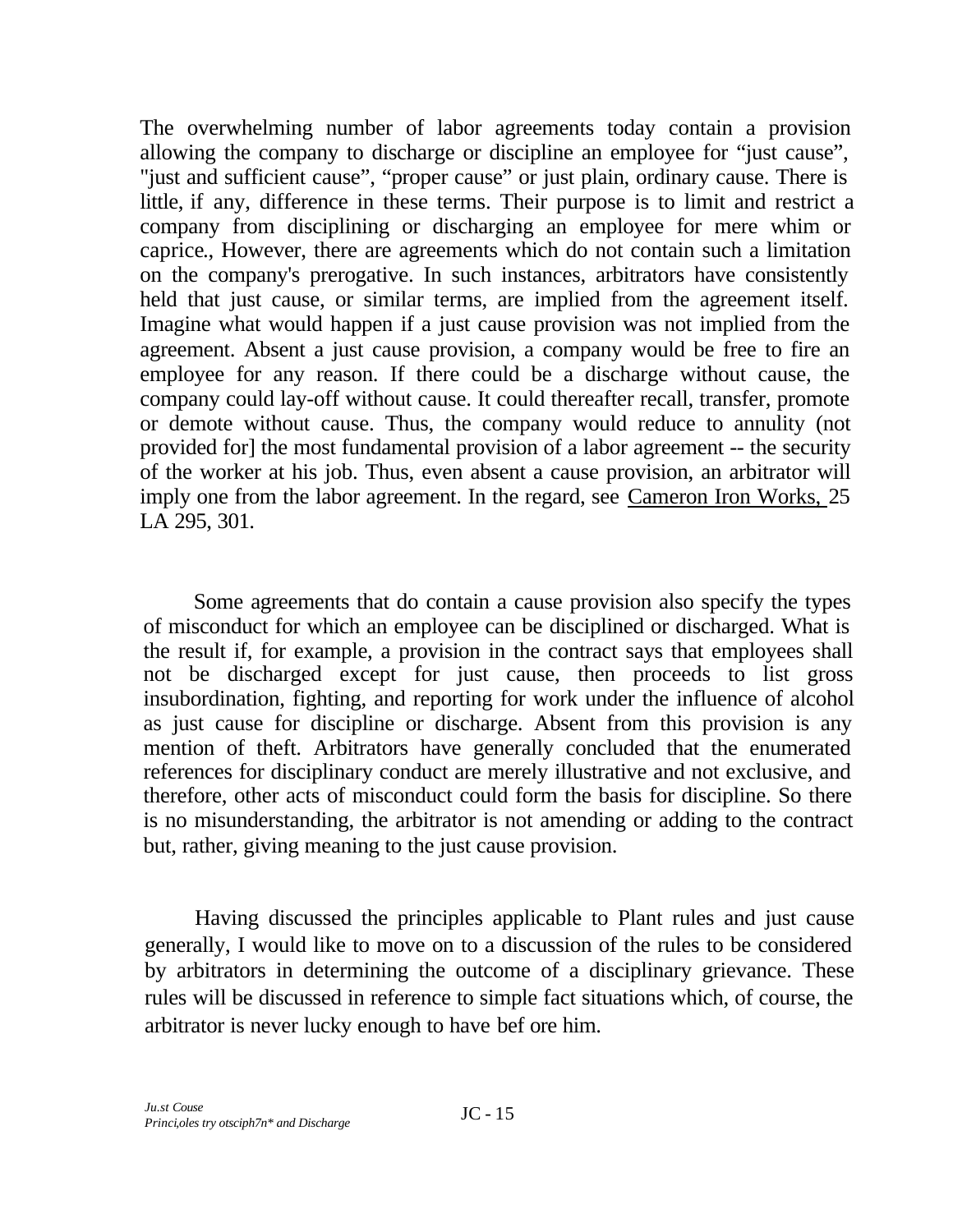The overwhelming number of labor agreements today contain a provision allowing the company to discharge or discipline an employee for "just cause", "just and sufficient cause", "proper cause" or just plain, ordinary cause. There is little, if any, difference in these terms. Their purpose is to limit and restrict a company from disciplining or discharging an employee for mere whim or caprice., However, there are agreements which do not contain such a limitation on the company's prerogative. In such instances, arbitrators have consistently held that just cause, or similar terms, are implied from the agreement itself. Imagine what would happen if a just cause provision was not implied from the agreement. Absent a just cause provision, a company would be free to fire an employee for any reason. If there could be a discharge without cause, the company could lay-off without cause. It could thereafter recall, transfer, promote or demote without cause. Thus, the company would reduce to annulity (not provided for] the most fundamental provision of a labor agreement -- the security of the worker at his job. Thus, even absent a cause provision, an arbitrator will imply one from the labor agreement. In the regard, see Cameron Iron Works, 25 LA 295, 301.

Some agreements that do contain a cause provision also specify the types of misconduct for which an employee can be disciplined or discharged. What is the result if, for example, a provision in the contract says that employees shall not be discharged except for just cause, then proceeds to list gross insubordination, fighting, and reporting for work under the influence of alcohol as just cause for discipline or discharge. Absent from this provision is any mention of theft. Arbitrators have generally concluded that the enumerated references for disciplinary conduct are merely illustrative and not exclusive, and therefore, other acts of misconduct could form the basis for discipline. So there is no misunderstanding, the arbitrator is not amending or adding to the contract but, rather, giving meaning to the just cause provision.

Having discussed the principles applicable to Plant rules and just cause generally, I would like to move on to a discussion of the rules to be considered by arbitrators in determining the outcome of a disciplinary grievance. These rules will be discussed in reference to simple fact situations which, of course, the arbitrator is never lucky enough to have bef ore him.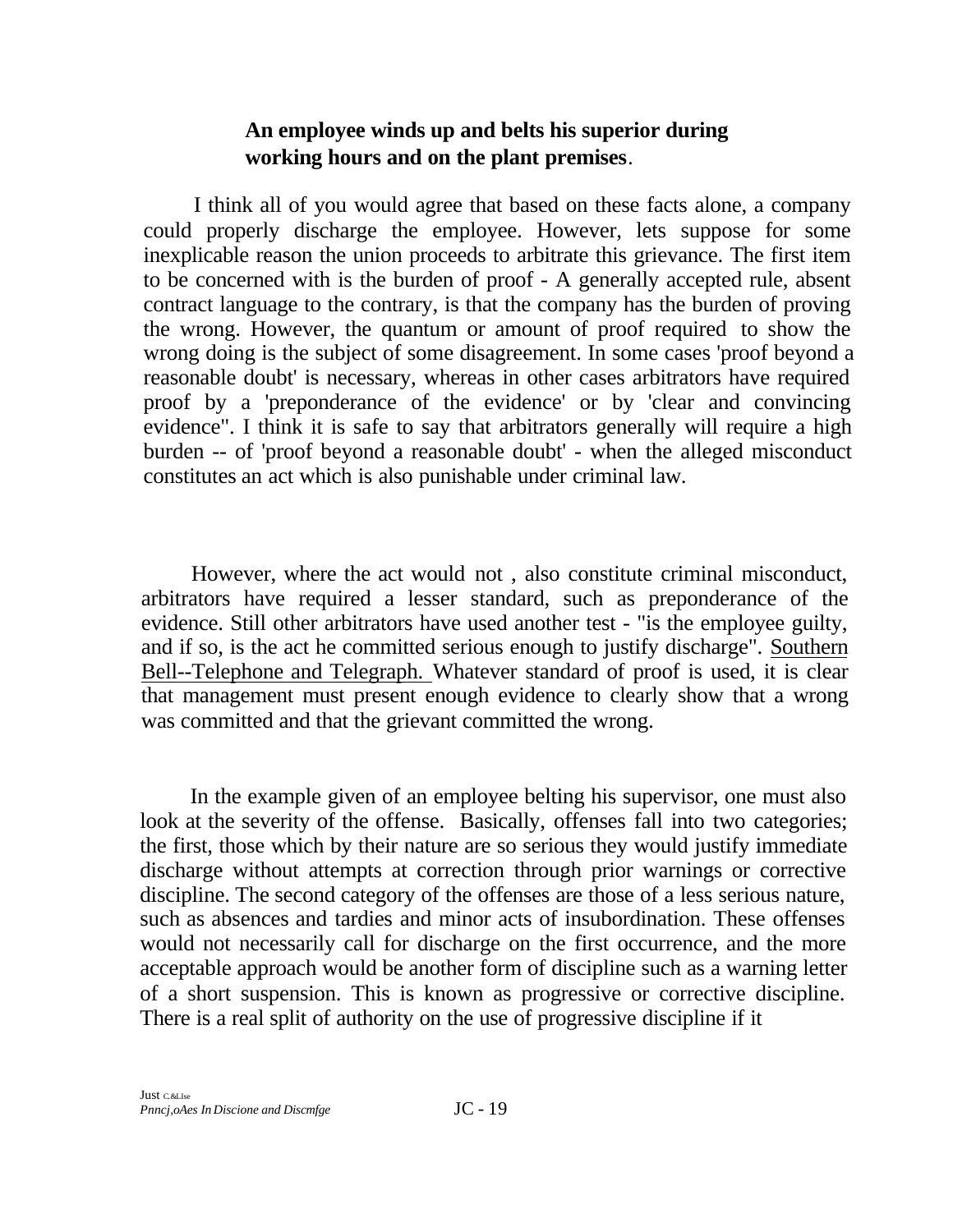**An employee winds up and belts his superior during working hours and on the plant premises**.

I think all of you would agree that based on these facts alone, a company could properly discharge the employee. However, lets suppose for some inexplicable reason the union proceeds to arbitrate this grievance. The first item to be concerned with is the burden of proof - A generally accepted rule, absent contract language to the contrary, is that the company has the burden of proving the wrong. However, the quantum or amount of proof required to show the wrong doing is the subject of some disagreement. In some cases 'proof beyond a reasonable doubt' is necessary, whereas in other cases arbitrators have required proof by a 'preponderance of the evidence' or by 'clear and convincing evidence". I think it is safe to say that arbitrators generally will require a high burden -- of 'proof beyond a reasonable doubt' - when the alleged misconduct constitutes an act which is also punishable under criminal law.

However, where the act would not , also constitute criminal misconduct, arbitrators have required a lesser standard, such as preponderance of the evidence. Still other arbitrators have used another test - "is the employee guilty, and if so, is the act he committed serious enough to justify discharge". Southern Bell--Telephone and Telegraph. Whatever standard of proof is used, it is clear that management must present enough evidence to clearly show that a wrong was committed and that the grievant committed the wrong.

In the example given of an employee belting his supervisor, one must also look at the severity of the offense. Basically, offenses fall into two categories; the first, those which by their nature are so serious they would justify immediate discharge without attempts at correction through prior warnings or corrective discipline. The second category of the offenses are those of a less serious nature, such as absences and tardies and minor acts of insubordination. These offenses would not necessarily call for discharge on the first occurrence, and the more acceptable approach would be another form of discipline such as a warning letter of a short suspension. This is known as progressive or corrective discipline. There is a real split of authority on the use of progressive discipline if it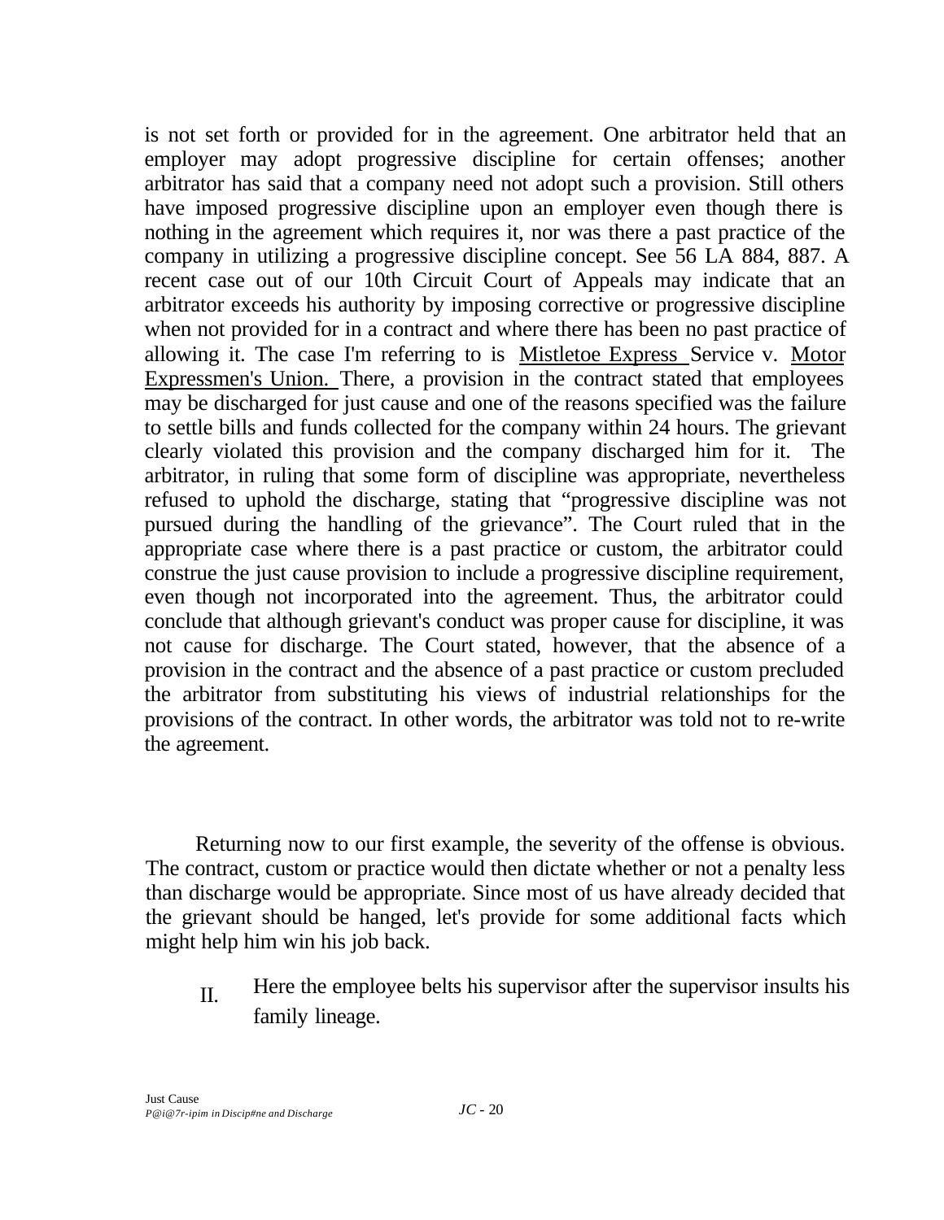is not set forth or provided for in the agreement. One arbitrator held that an employer may adopt progressive discipline for certain offenses; another arbitrator has said that a company need not adopt such a provision. Still others have imposed progressive discipline upon an employer even though there is nothing in the agreement which requires it, nor was there a past practice of the company in utilizing a progressive discipline concept. See 56 LA 884, 887. A recent case out of our 10th Circuit Court of Appeals may indicate that an arbitrator exceeds his authority by imposing corrective or progressive discipline when not provided for in a contract and where there has been no past practice of allowing it. The case I'm referring to is <u>Mistletoe Express</u> Service v. <u>Motor Expressmen's Union.</u> There, a provision in the contract stated that employees may be discharged for just cause and one of the reasons specified was the failure to settle bills and funds collected for the company within 24 hours. The grievant clearly violated this provision and the company discharged him for it. The arbitrator, in ruling that some form of discipline was appropriate, nevertheless refused to uphold the discharge, stating that "progressive discipline was not pursued during the handling of the grievance". The Court ruled that in the appropriate case where there is a past practice or custom, the arbitrator could construe the just cause provision to include a progressive discipline requirement, even though not incorporated into the agreement. Thus, the arbitrator could conclude that although grievant's conduct was proper cause for discipline, it was not cause for discharge. The Court stated, however, that the absence of a provision in the contract and the absence of a past practice or custom precluded the arbitrator from substituting his views of industrial relationships for the provisions of the contract. In other words, the arbitrator was told not to re-write the agreement.

Returning now to our first example, the severity of the offense is obvious. The contract, custom or practice would then dictate whether or not a penalty less than discharge would be appropriate. Since most of us have already decided that the grievant should be hanged, let's provide for some additional facts which might help him win his job back.

II. Here the employee belts his supervisor after the supervisor insults his family lineage.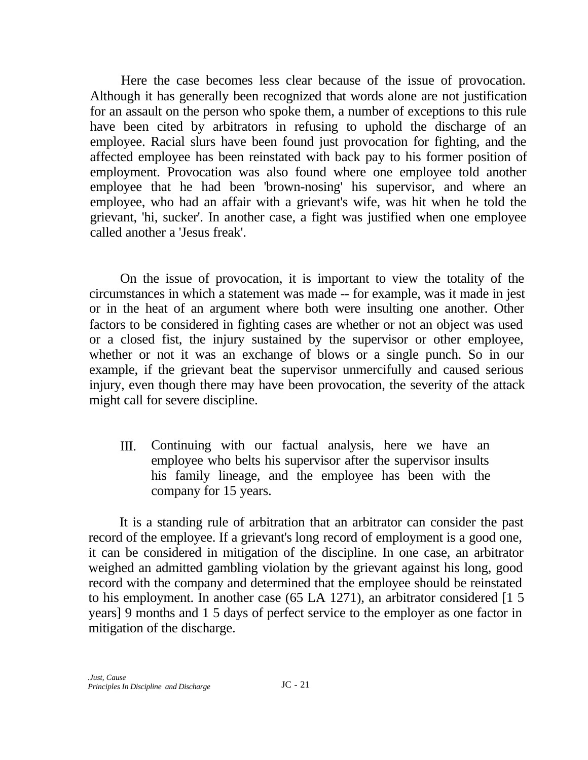Here the case becomes less clear because of the issue of provocation. Although it has generally been recognized that words alone are not justification for an assault on the person who spoke them, a number of exceptions to this rule have been cited by arbitrators in refusing to uphold the discharge of an employee. Racial slurs have been found just provocation for fighting, and the affected employee has been reinstated with back pay to his former position of employment. Provocation was also found where one employee told another employee that he had been 'brown-nosing' his supervisor, and where an employee, who had an affair with a grievant's wife, was hit when he told the grievant, 'hi, sucker'. In another case, a fight was justified when one employee called another a 'Jesus freak'.

On the issue of provocation, it is important to view the totality of the circumstances in which a statement was made -- for example, was it made in jest or in the heat of an argument where both were insulting one another. Other factors to be considered in fighting cases are whether or not an object was used or a closed fist, the injury sustained by the supervisor or other employee, whether or not it was an exchange of blows or a single punch. So in our example, if the grievant beat the supervisor unmercifully and caused serious injury, even though there may have been provocation, the severity of the attack might call for severe discipline.

III. Continuing with our factual analysis, here we have an employee who belts his supervisor after the supervisor insults his family lineage, and the employee has been with the company for 15 years.

It is a standing rule of arbitration that an arbitrator can consider the past record of the employee. If a grievant's long record of employment is a good one, it can be considered in mitigation of the discipline. In one case, an arbitrator weighed an admitted gambling violation by the grievant against his long, good record with the company and determined that the employee should be reinstated to his employment. In another case (65 LA 1271), an arbitrator considered [1 5 years] 9 months and 1 5 days of perfect service to the employer as one factor in mitigation of the discharge.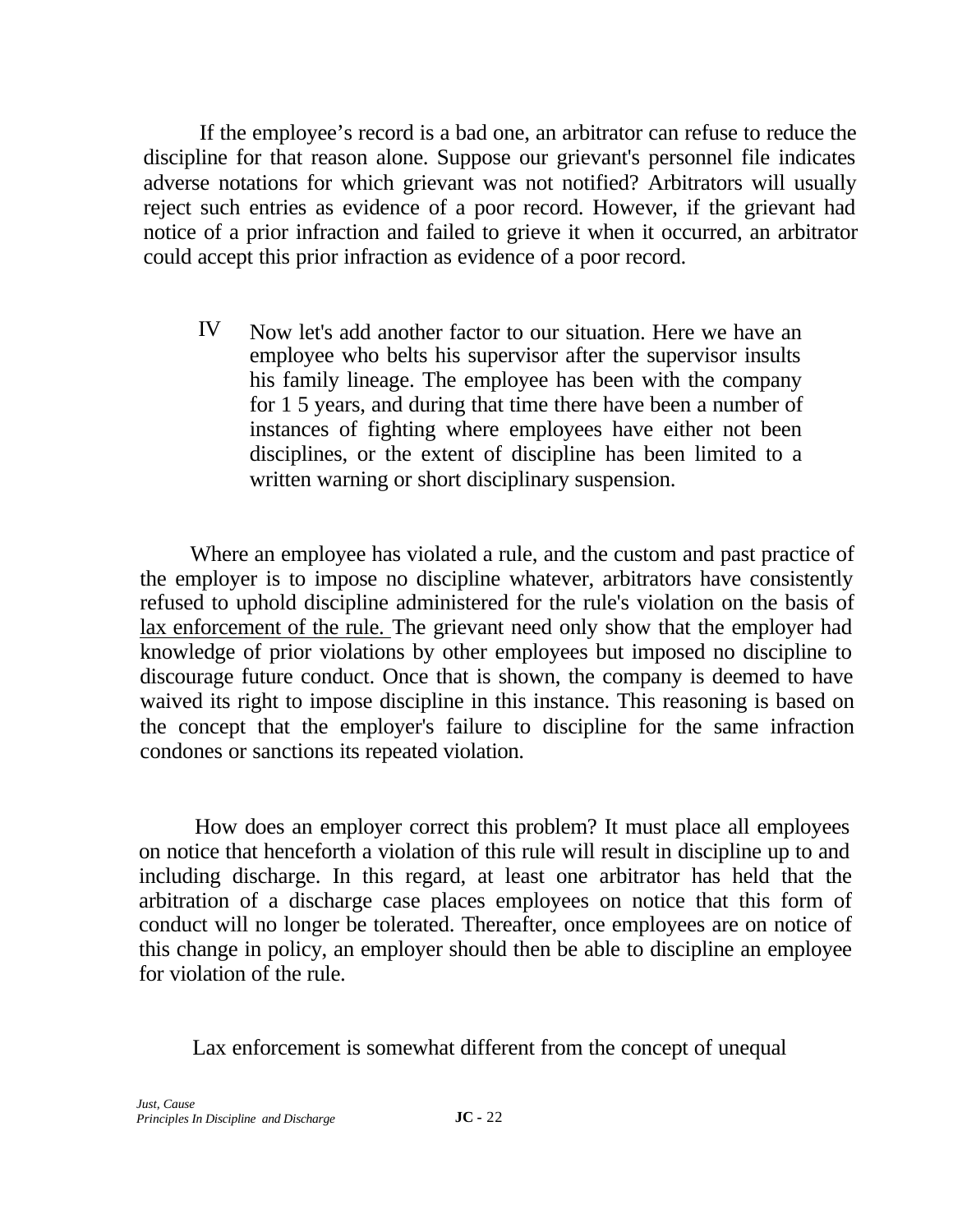If the employee's record is a bad one, an arbitrator can refuse to reduce the discipline for that reason alone. Suppose our grievant's personnel file indicates adverse notations for which grievant was not notified? Arbitrators will usually reject such entries as evidence of a poor record. However, if the grievant had notice of a prior infraction and failed to grieve it when it occurred, an arbitrator could accept this prior infraction as evidence of a poor record.

IV Now let's add another factor to our situation. Here we have an employee who belts his supervisor after the supervisor insults his family lineage. The employee has been with the company for 1 5 years, and during that time there have been a number of instances of fighting where employees have either not been disciplines, or the extent of discipline has been limited to a written warning or short disciplinary suspension.

Where an employee has violated a rule, and the custom and past practice of the employer is to impose no discipline whatever, arbitrators have consistently refused to uphold discipline administered for the rule's violation on the basis of lax enforcement of the rule. The grievant need only show that the employer had knowledge of prior violations by other employees but imposed no discipline to discourage future conduct. Once that is shown, the company is deemed to have waived its right to impose discipline in this instance. This reasoning is based on the concept that the employer's failure to discipline for the same infraction condones or sanctions its repeated violation.

How does an employer correct this problem? It must place all employees on notice that henceforth a violation of this rule will result in discipline up to and including discharge. In this regard, at least one arbitrator has held that the arbitration of a discharge case places employees on notice that this form of conduct will no longer be tolerated. Thereafter, once employees are on notice of this change in policy, an employer should then be able to discipline an employee for violation of the rule.

Lax enforcement is somewhat different from the concept of unequal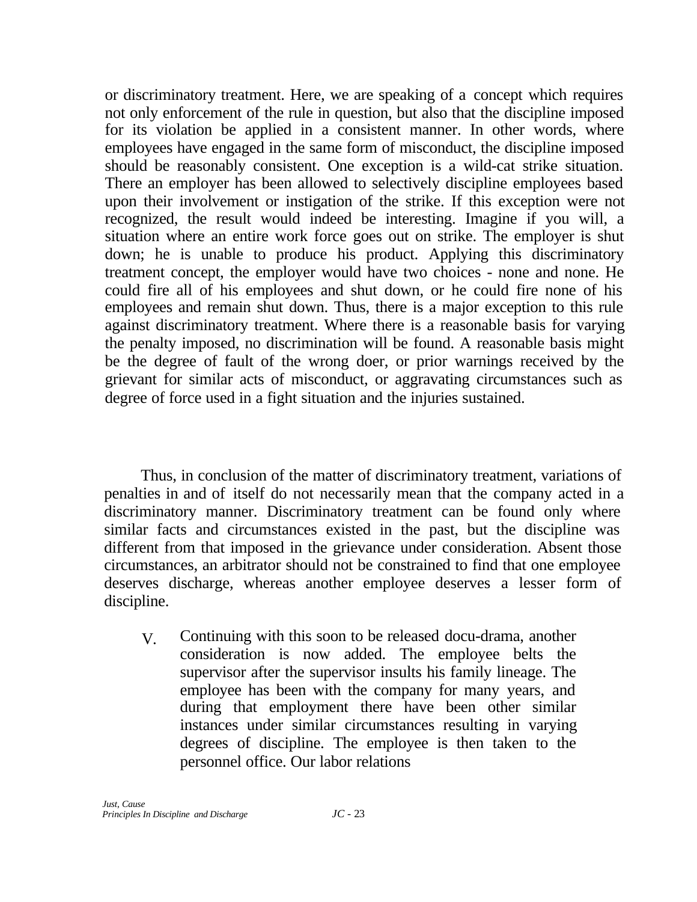or discriminatory treatment. Here, we are speaking of a concept which requires not only enforcement of the rule in question, but also that the discipline imposed for its violation be applied in a consistent manner. In other words, where employees have engaged in the same form of misconduct, the discipline imposed should be reasonably consistent. One exception is a wild-cat strike situation. There an employer has been allowed to selectively discipline employees based upon their involvement or instigation of the strike. If this exception were not recognized, the result would indeed be interesting. Imagine if you will, a situation where an entire work force goes out on strike. The employer is shut down; he is unable to produce his product. Applying this discriminatory treatment concept, the employer would have two choices - none and none. He could fire all of his employees and shut down, or he could fire none of his employees and remain shut down. Thus, there is a major exception to this rule against discriminatory treatment. Where there is a reasonable basis for varying the penalty imposed, no discrimination will be found. A reasonable basis might be the degree of fault of the wrong doer, or prior warnings received by the grievant for similar acts of misconduct, or aggravating circumstances such as degree of force used in a fight situation and the injuries sustained.

Thus, in conclusion of the matter of discriminatory treatment, variations of penalties in and of itself do not necessarily mean that the company acted in a discriminatory manner. Discriminatory treatment can be found only where similar facts and circumstances existed in the past, but the discipline was different from that imposed in the grievance under consideration. Absent those circumstances, an arbitrator should not be constrained to find that one employee deserves discharge, whereas another employee deserves a lesser form of discipline.

V. Continuing with this soon to be released docu-drama, another consideration is now added. The employee belts the supervisor after the supervisor insults his family lineage. The employee has been with the company for many years, and during that employment there have been other similar instances under similar circumstances resulting in varying degrees of discipline. The employee is then taken to the personnel office. Our labor relations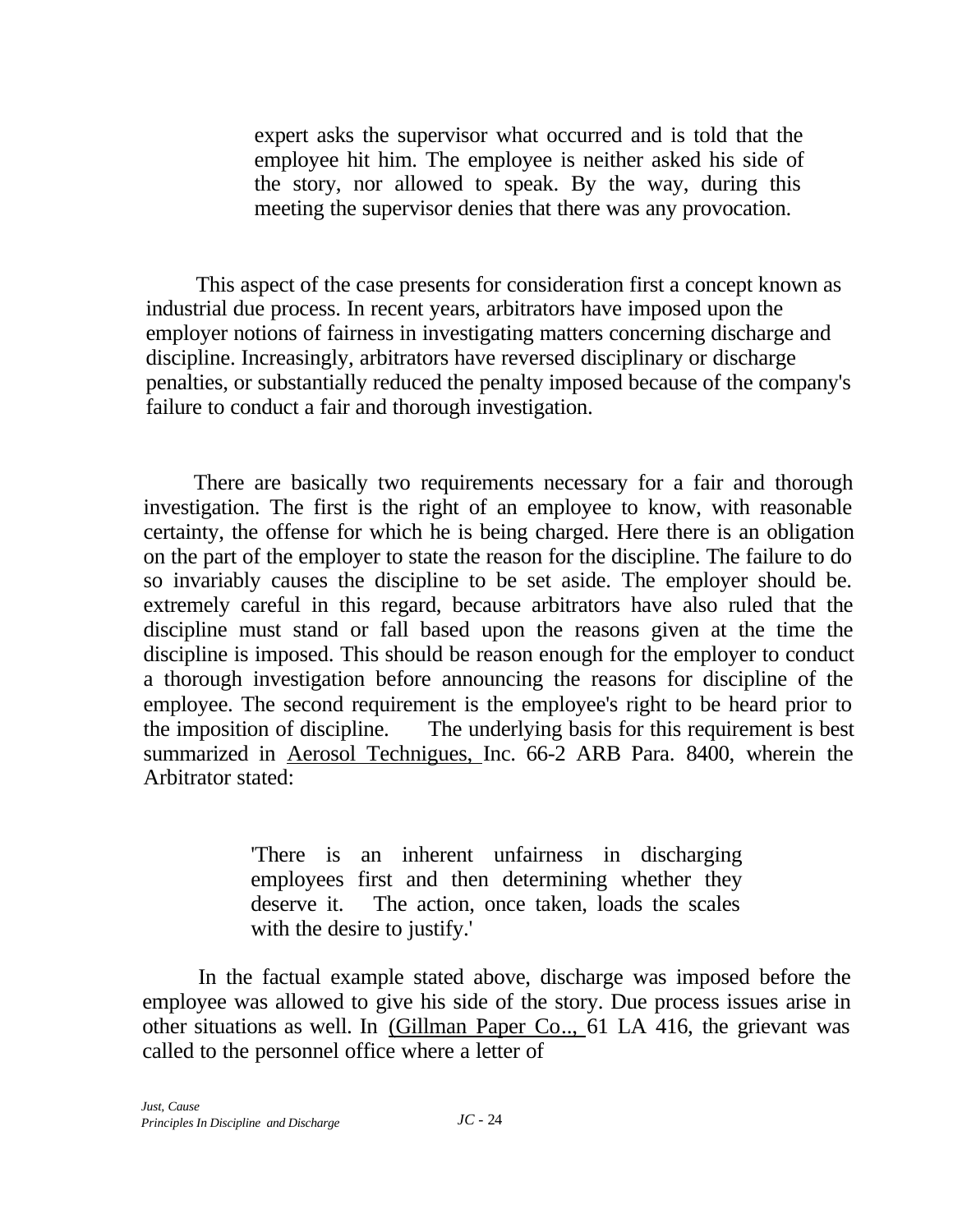> expert asks the supervisor what occurred and is told that the employee hit him. The employee is neither asked his side of the story, nor allowed to speak. By the way, during this meeting the supervisor denies that there was any provocation.

This aspect of the case presents for consideration first a concept known as industrial due process. In recent years, arbitrators have imposed upon the employer notions of fairness in investigating matters concerning discharge and discipline. Increasingly, arbitrators have reversed disciplinary or discharge penalties, or substantially reduced the penalty imposed because of the company's failure to conduct a fair and thorough investigation.

There are basically two requirements necessary for a fair and thorough investigation. The first is the right of an employee to know, with reasonable certainty, the offense for which he is being charged. Here there is an obligation on the part of the employer to state the reason for the discipline. The failure to do so invariably causes the discipline to be set aside. The employer should be. extremely careful in this regard, because arbitrators have also ruled that the discipline must stand or fall based upon the reasons given at the time the discipline is imposed. This should be reason enough for the employer to conduct a thorough investigation before announcing the reasons for discipline of the employee. The second requirement is the employee's right to be heard prior to the imposition of discipline. The underlying basis for this requirement is best summarized in <u>Aerosol Technigues,</u> Inc. 66-2 ARB Para. 8400, wherein the Arbitrator stated:

> 'There is an inherent unfairness in discharging employees first and then determining whether they deserve it. The action, once taken, loads the scales with the desire to justify.'

In the factual example stated above, discharge was imposed before the employee was allowed to give his side of the story. Due process issues arise in other situations as well. In <u>(Gillman Paper Co..,</u> 61 LA 416, the grievant was called to the personnel office where a letter of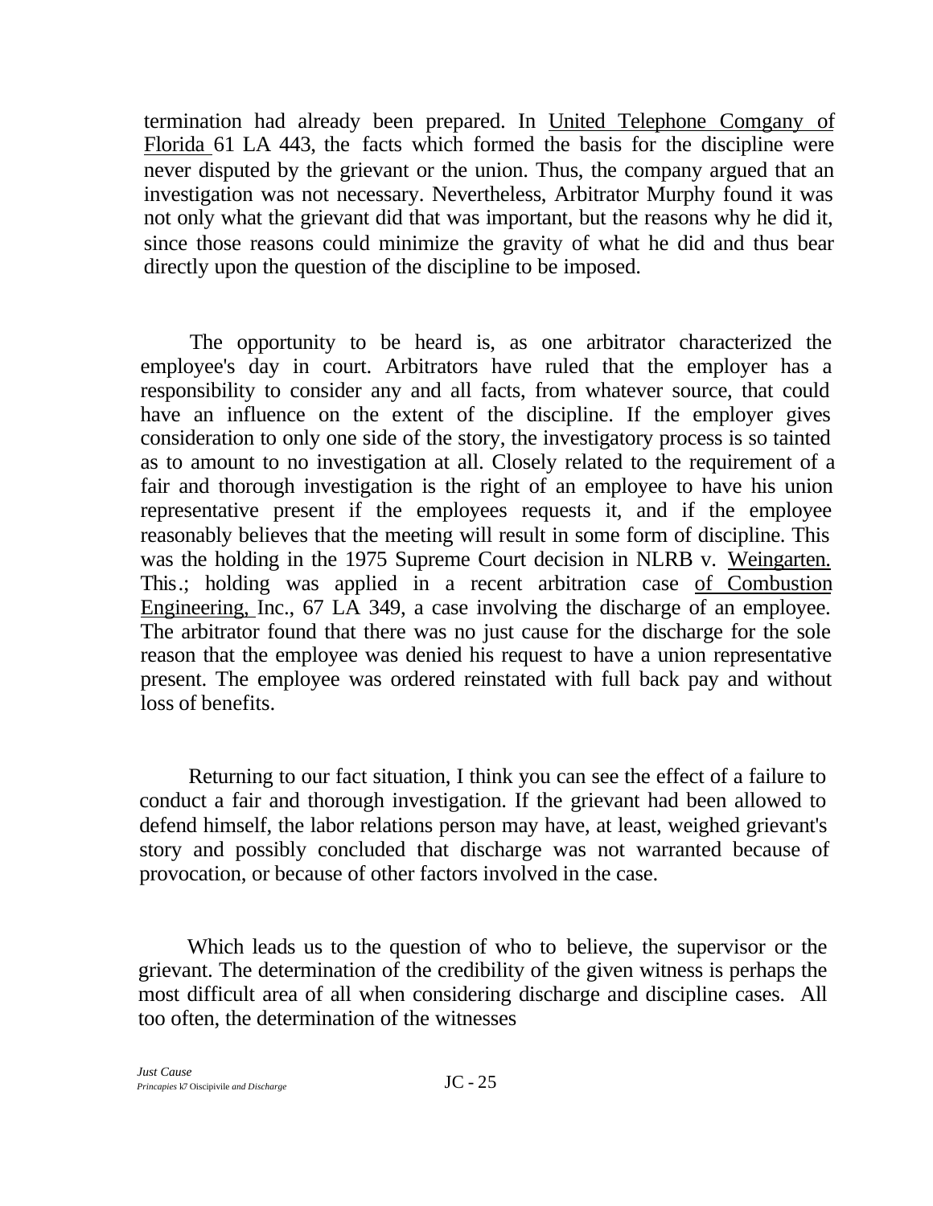termination had already been prepared. In United Telephone Comgany of Florida 61 LA 443, the facts which formed the basis for the discipline were never disputed by the grievant or the union. Thus, the company argued that an investigation was not necessary. Nevertheless, Arbitrator Murphy found it was not only what the grievant did that was important, but the reasons why he did it, since those reasons could minimize the gravity of what he did and thus bear directly upon the question of the discipline to be imposed.

The opportunity to be heard is, as one arbitrator characterized the employee's day in court. Arbitrators have ruled that the employer has a responsibility to consider any and all facts, from whatever source, that could have an influence on the extent of the discipline. If the employer gives consideration to only one side of the story, the investigatory process is so tainted as to amount to no investigation at all. Closely related to the requirement of a fair and thorough investigation is the right of an employee to have his union representative present if the employees requests it, and if the employee reasonably believes that the meeting will result in some form of discipline. This was the holding in the 1975 Supreme Court decision in NLRB v. Weingarten. This.; holding was applied in a recent arbitration case of Combustion Engineering, Inc., 67 LA 349, a case involving the discharge of an employee. The arbitrator found that there was no just cause for the discharge for the sole reason that the employee was denied his request to have a union representative present. The employee was ordered reinstated with full back pay and without loss of benefits.

Returning to our fact situation, I think you can see the effect of a failure to conduct a fair and thorough investigation. If the grievant had been allowed to defend himself, the labor relations person may have, at least, weighed grievant's story and possibly concluded that discharge was not warranted because of provocation, or because of other factors involved in the case.

Which leads us to the question of who to believe, the supervisor or the grievant. The determination of the credibility of the given witness is perhaps the most difficult area of all when considering discharge and discipline cases. All too often, the determination of the witnesses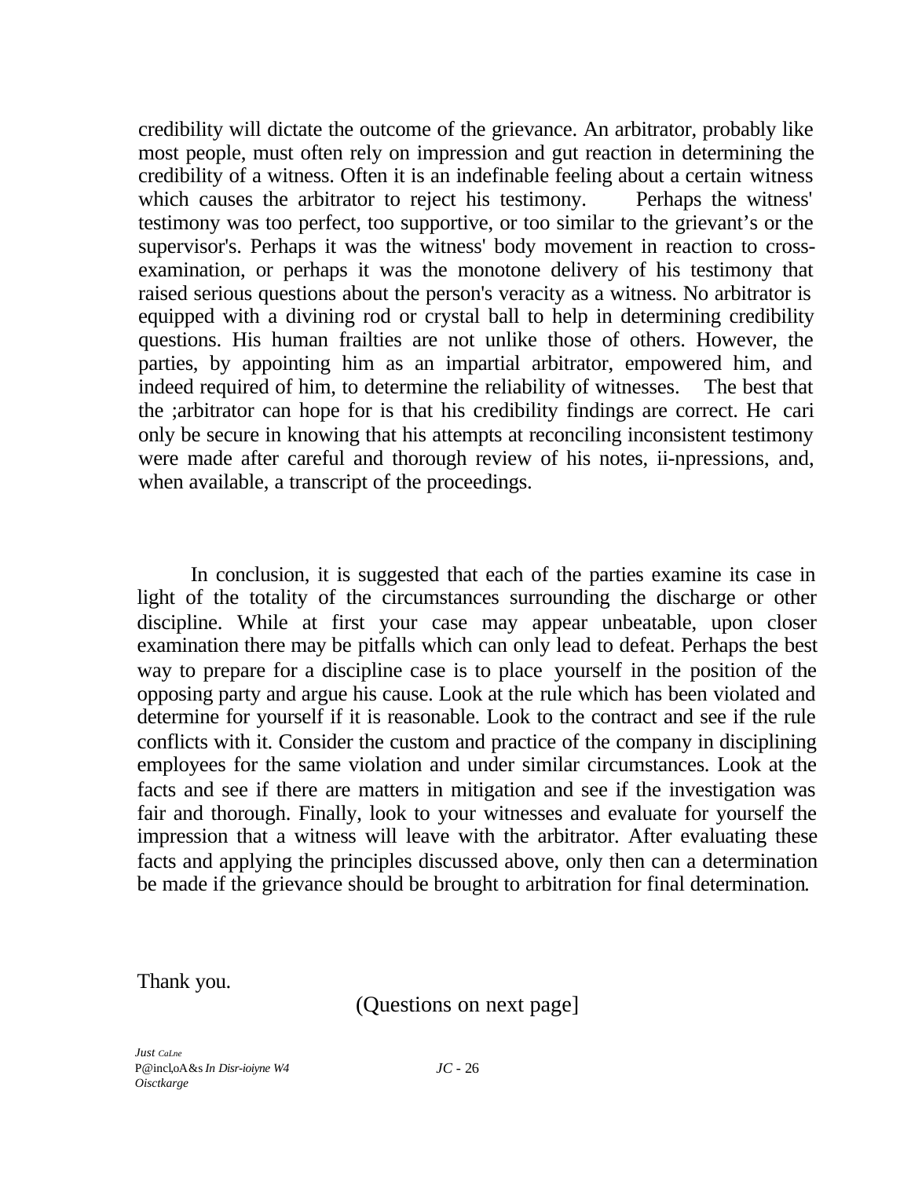credibility will dictate the outcome of the grievance. An arbitrator, probably like most people, must often rely on impression and gut reaction in determining the credibility of a witness. Often it is an indefinable feeling about a certain witness which causes the arbitrator to reject his testimony. Perhaps the witness' testimony was too perfect, too supportive, or too similar to the grievant's or the supervisor's. Perhaps it was the witness' body movement in reaction to cross-examination, or perhaps it was the monotone delivery of his testimony that raised serious questions about the person's veracity as a witness. No arbitrator is equipped with a divining rod or crystal ball to help in determining credibility questions. His human frailties are not unlike those of others. However, the parties, by appointing him as an impartial arbitrator, empowered him, and indeed required of him, to determine the reliability of witnesses. The best that the ;arbitrator can hope for is that his credibility findings are correct. He cari only be secure in knowing that his attempts at reconciling inconsistent testimony were made after careful and thorough review of his notes, ii-npressions, and, when available, a transcript of the proceedings.

In conclusion, it is suggested that each of the parties examine its case in light of the totality of the circumstances surrounding the discharge or other discipline. While at first your case may appear unbeatable, upon closer examination there may be pitfalls which can only lead to defeat. Perhaps the best way to prepare for a discipline case is to place yourself in the position of the opposing party and argue his cause. Look at the rule which has been violated and determine for yourself if it is reasonable. Look to the contract and see if the rule conflicts with it. Consider the custom and practice of the company in disciplining employees for the same violation and under similar circumstances. Look at the facts and see if there are matters in mitigation and see if the investigation was fair and thorough. Finally, look to your witnesses and evaluate for yourself the impression that a witness will leave with the arbitrator. After evaluating these facts and applying the principles discussed above, only then can a determination be made if the grievance should be brought to arbitration for final determination.

Thank you.

(Questions on next page]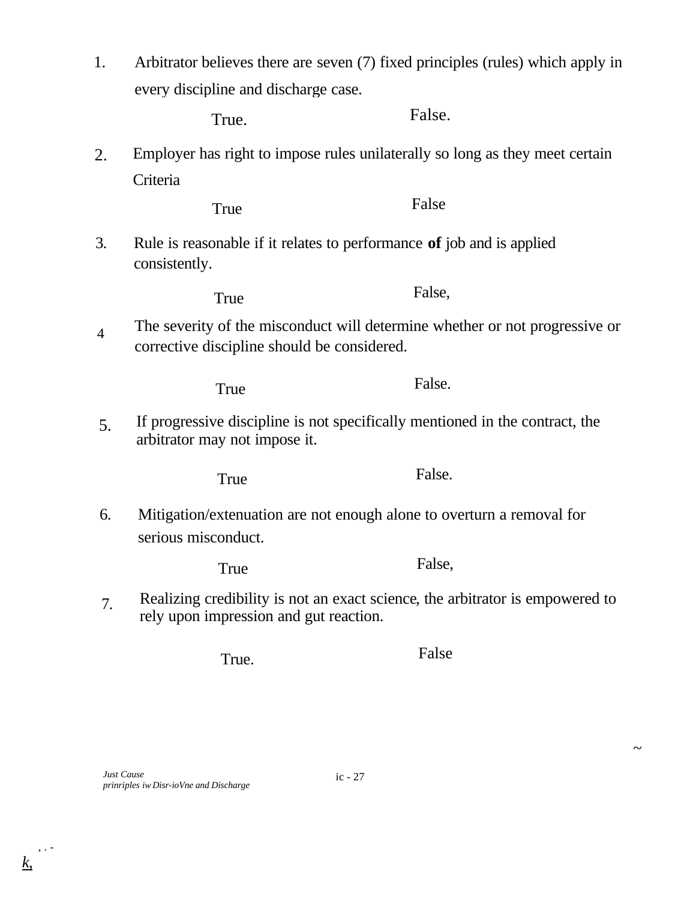1. Arbitrator believes there are seven (7) fixed principles (rules) which apply in every discipline and discharge case.

   True. False.

2. Employer has right to impose rules unilaterally so long as they meet certain Criteria

   True False

3. Rule is reasonable if it relates to performance **of** job and is applied consistently.

   True False,

4. The severity of the misconduct will determine whether or not progressive or corrective discipline should be considered.

   True False.

5. If progressive discipline is not specifically mentioned in the contract, the arbitrator may not impose it.

   True False.

6. Mitigation/extenuation are not enough alone to overturn a removal for serious misconduct.

   True False,

7. Realizing credibility is not an exact science, the arbitrator is empowered to rely upon impression and gut reaction.

   True. False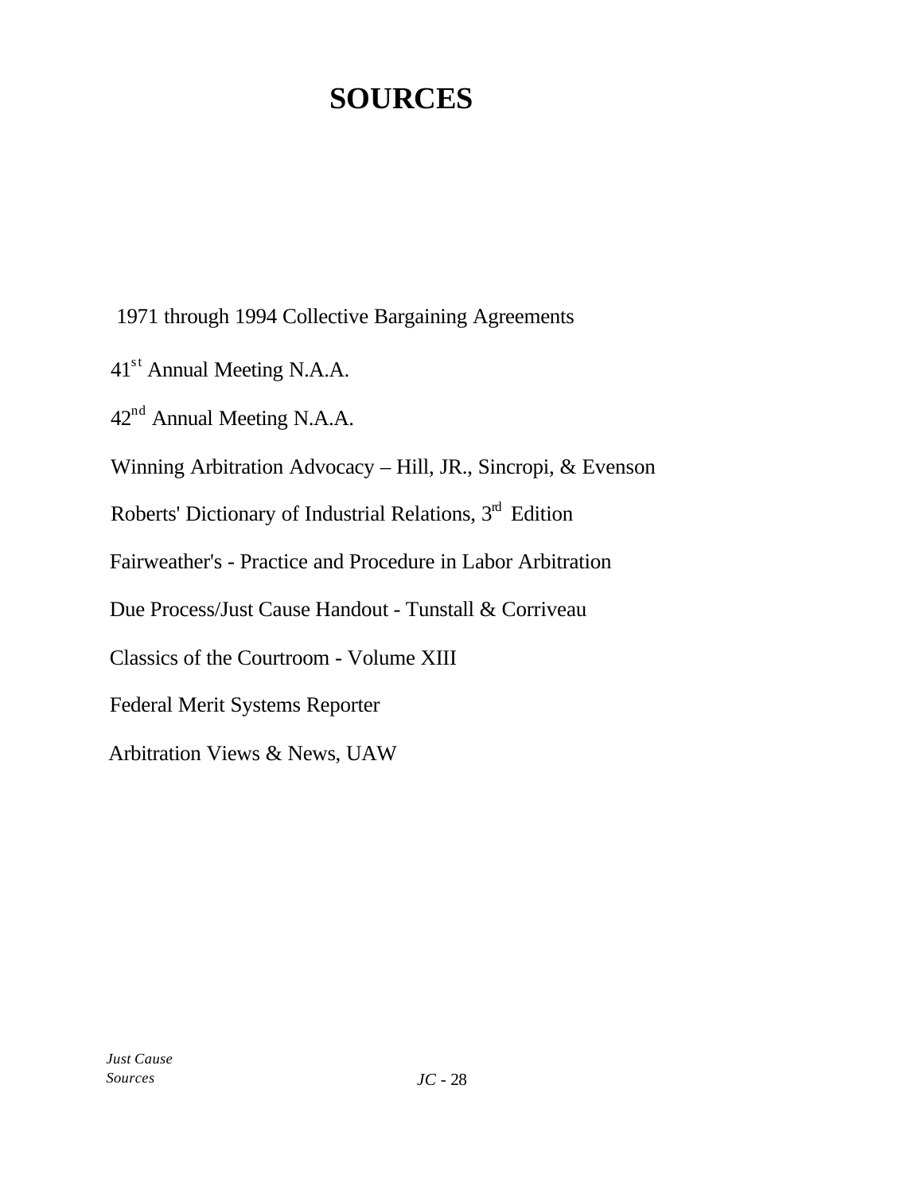# SOURCES

1971 through 1994 Collective Bargaining Agreements

41st Annual Meeting N.A.A.

42nd Annual Meeting N.A.A.

Winning Arbitration Advocacy – Hill, JR., Sincropi, & Evenson

Roberts' Dictionary of Industrial Relations, 3rd Edition

Fairweather's - Practice and Procedure in Labor Arbitration

Due Process/Just Cause Handout - Tunstall & Corriveau

Classics of the Courtroom - Volume XIII

Federal Merit Systems Reporter

Arbitration Views & News, UAW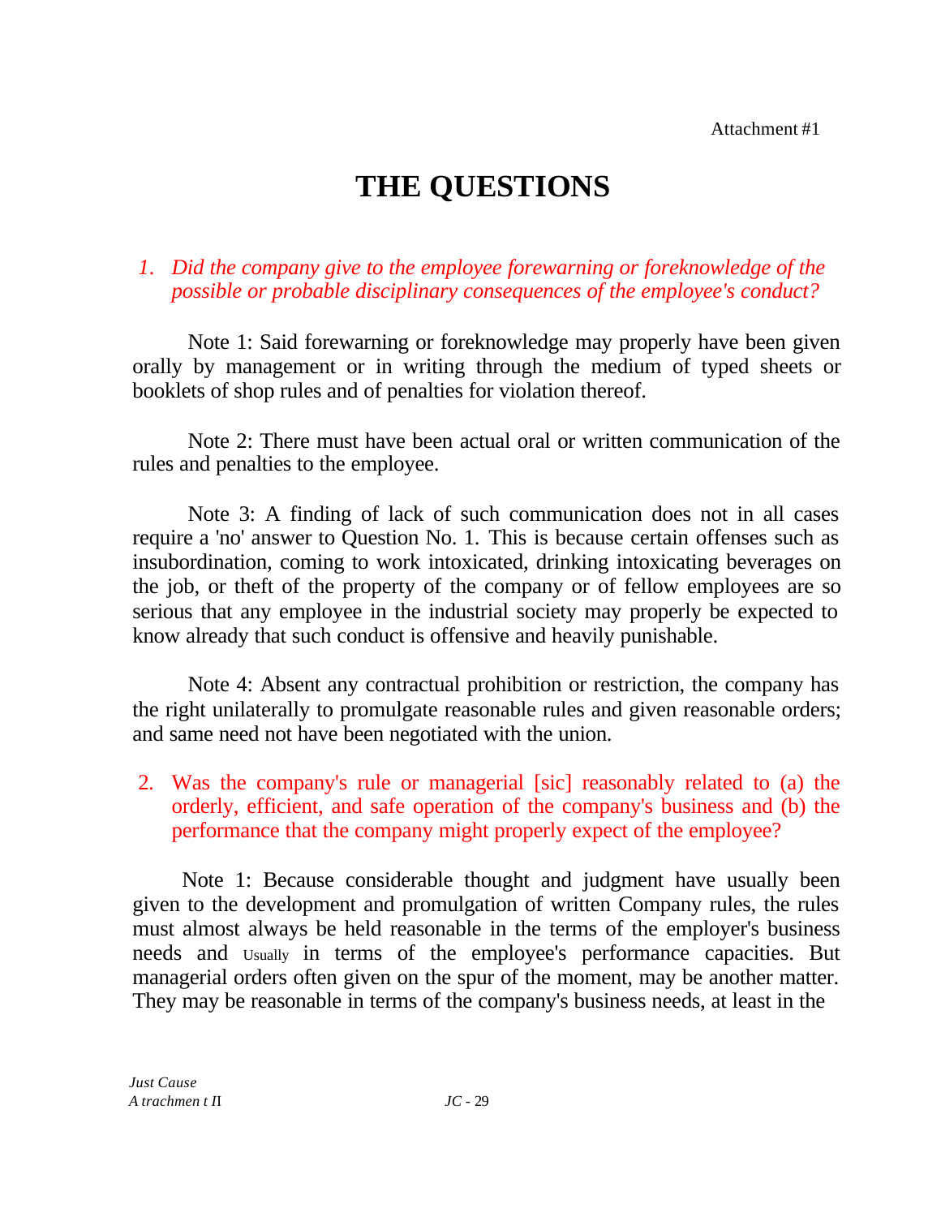Attachment #1

# THE QUESTIONS

1. *Did the company give to the employee forewarning or foreknowledge of the possible or probable disciplinary consequences of the employee's conduct?*

Note 1: Said forewarning or foreknowledge may properly have been given orally by management or in writing through the medium of typed sheets or booklets of shop rules and of penalties for violation thereof.

Note 2: There must have been actual oral or written communication of the rules and penalties to the employee.

Note 3: A finding of lack of such communication does not in all cases require a 'no' answer to Question No. 1. This is because certain offenses such as insubordination, coming to work intoxicated, drinking intoxicating beverages on the job, or theft of the property of the company or of fellow employees are so serious that any employee in the industrial society may properly be expected to know already that such conduct is offensive and heavily punishable.

Note 4: Absent any contractual prohibition or restriction, the company has the right unilaterally to promulgate reasonable rules and given reasonable orders; and same need not have been negotiated with the union.

2. Was the company's rule or managerial [sic] reasonably related to (a) the orderly, efficient, and safe operation of the company's business and (b) the performance that the company might properly expect of the employee?

Note 1: Because considerable thought and judgment have usually been given to the development and promulgation of written Company rules, the rules must almost always be held reasonable in the terms of the employer's business needs and Usually in terms of the employee's performance capacities. But managerial orders often given on the spur of the moment, may be another matter. They may be reasonable in terms of the company's business needs, at least in the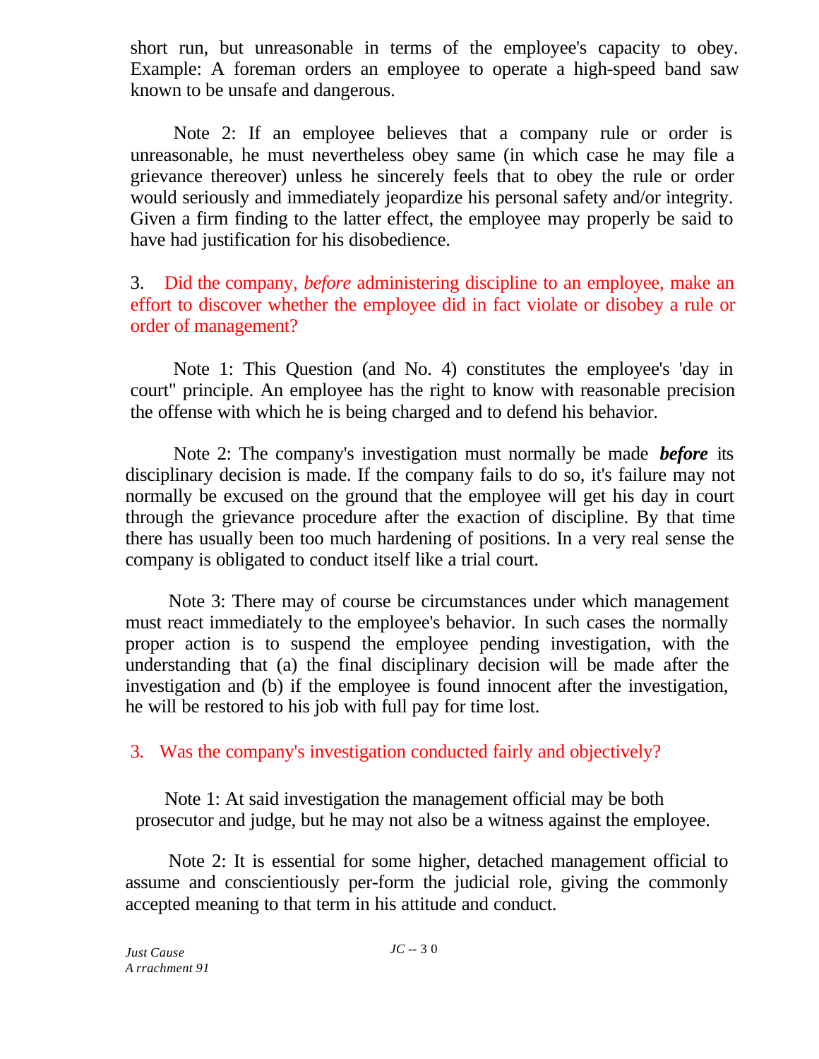short run, but unreasonable in terms of the employee's capacity to obey. Example: A foreman orders an employee to operate a high-speed band saw known to be unsafe and dangerous.

Note 2: If an employee believes that a company rule or order is unreasonable, he must nevertheless obey same (in which case he may file a grievance thereover) unless he sincerely feels that to obey the rule or order would seriously and immediately jeopardize his personal safety and/or integrity. Given a firm finding to the latter effect, the employee may properly be said to have had justification for his disobedience.

3. Did the company, *before* administering discipline to an employee, make an effort to discover whether the employee did in fact violate or disobey a rule or order of management?

Note 1: This Question (and No. 4) constitutes the employee's 'day in court" principle. An employee has the right to know with reasonable precision the offense with which he is being charged and to defend his behavior.

Note 2: The company's investigation must normally be made ***before*** its disciplinary decision is made. If the company fails to do so, it's failure may not normally be excused on the ground that the employee will get his day in court through the grievance procedure after the exaction of discipline. By that time there has usually been too much hardening of positions. In a very real sense the company is obligated to conduct itself like a trial court.

Note 3: There may of course be circumstances under which management must react immediately to the employee's behavior. In such cases the normally proper action is to suspend the employee pending investigation, with the understanding that (a) the final disciplinary decision will be made after the investigation and (b) if the employee is found innocent after the investigation, he will be restored to his job with full pay for time lost.

3. Was the company's investigation conducted fairly and objectively?

Note 1: At said investigation the management official may be both prosecutor and judge, but he may not also be a witness against the employee.

Note 2: It is essential for some higher, detached management official to assume and conscientiously per-form the judicial role, giving the commonly accepted meaning to that term in his attitude and conduct.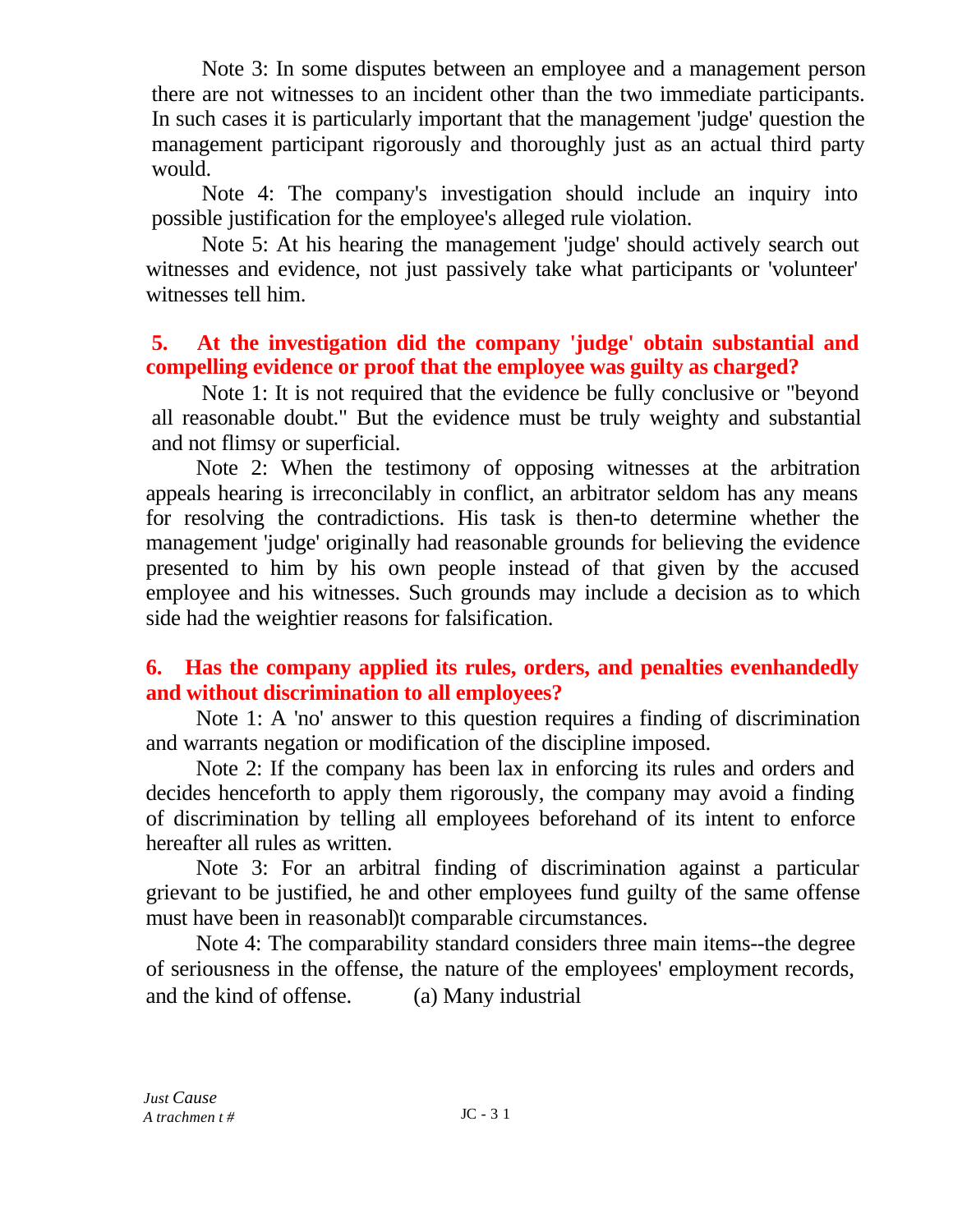Note 3: In some disputes between an employee and a management person there are not witnesses to an incident other than the two immediate participants. In such cases it is particularly important that the management 'judge' question the management participant rigorously and thoroughly just as an actual third party would.

Note 4: The company's investigation should include an inquiry into possible justification for the employee's alleged rule violation.

Note 5: At his hearing the management 'judge' should actively search out witnesses and evidence, not just passively take what participants or 'volunteer' witnesses tell him.

**5. At the investigation did the company 'judge' obtain substantial and compelling evidence or proof that the employee was guilty as charged?**

Note 1: It is not required that the evidence be fully conclusive or "beyond all reasonable doubt." But the evidence must be truly weighty and substantial and not flimsy or superficial.

Note 2: When the testimony of opposing witnesses at the arbitration appeals hearing is irreconcilably in conflict, an arbitrator seldom has any means for resolving the contradictions. His task is then-to determine whether the management 'judge' originally had reasonable grounds for believing the evidence presented to him by his own people instead of that given by the accused employee and his witnesses. Such grounds may include a decision as to which side had the weightier reasons for falsification.

**6. Has the company applied its rules, orders, and penalties evenhandedly and without discrimination to all employees?**

Note 1: A 'no' answer to this question requires a finding of discrimination and warrants negation or modification of the discipline imposed.

Note 2: If the company has been lax in enforcing its rules and orders and decides henceforth to apply them rigorously, the company may avoid a finding of discrimination by telling all employees beforehand of its intent to enforce hereafter all rules as written.

Note 3: For an arbitral finding of discrimination against a particular grievant to be justified, he and other employees fund guilty of the same offense must have been in reasonabl)t comparable circumstances.

Note 4: The comparability standard considers three main items--the degree of seriousness in the offense, the nature of the employees' employment records, and the kind of offense. (a) Many industrial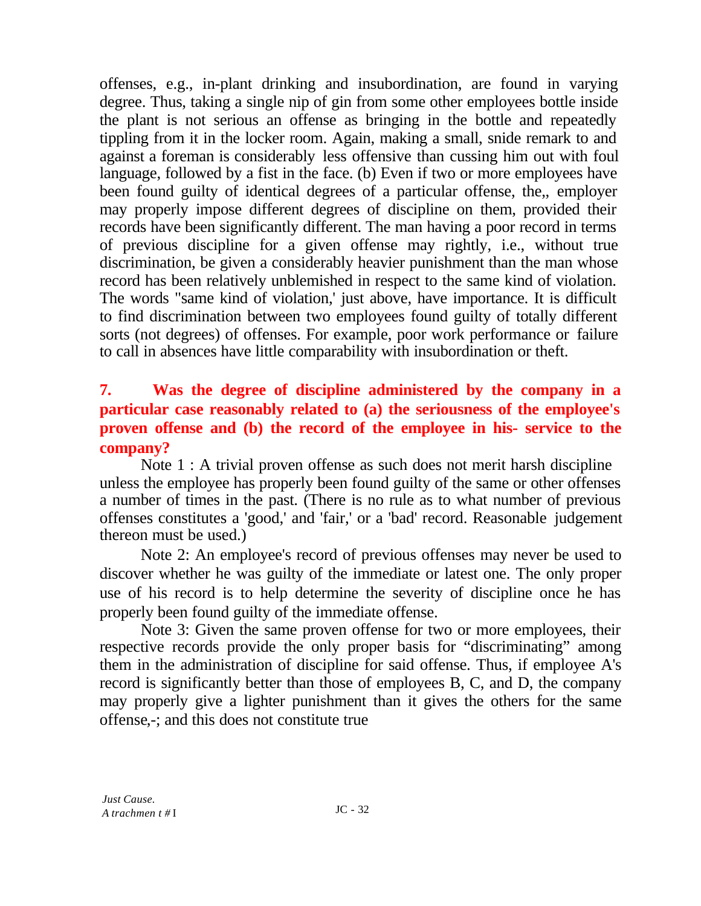offenses, e.g., in-plant drinking and insubordination, are found in varying degree. Thus, taking a single nip of gin from some other employees bottle inside the plant is not serious an offense as bringing in the bottle and repeatedly tippling from it in the locker room. Again, making a small, snide remark to and against a foreman is considerably less offensive than cussing him out with foul language, followed by a fist in the face. (b) Even if two or more employees have been found guilty of identical degrees of a particular offense, the,, employer may properly impose different degrees of discipline on them, provided their records have been significantly different. The man having a poor record in terms of previous discipline for a given offense may rightly, i.e., without true discrimination, be given a considerably heavier punishment than the man whose record has been relatively unblemished in respect to the same kind of violation. The words "same kind of violation,' just above, have importance. It is difficult to find discrimination between two employees found guilty of totally different sorts (not degrees) of offenses. For example, poor work performance or failure to call in absences have little comparability with insubordination or theft.

**7. Was the degree of discipline administered by the company in a particular case reasonably related to (a) the seriousness of the employee's proven offense and (b) the record of the employee in his- service to the company?**

Note 1 : A trivial proven offense as such does not merit harsh discipline unless the employee has properly been found guilty of the same or other offenses a number of times in the past. (There is no rule as to what number of previous offenses constitutes a 'good,' and 'fair,' or a 'bad' record. Reasonable judgement thereon must be used.)

Note 2: An employee's record of previous offenses may never be used to discover whether he was guilty of the immediate or latest one. The only proper use of his record is to help determine the severity of discipline once he has properly been found guilty of the immediate offense.

Note 3: Given the same proven offense for two or more employees, their respective records provide the only proper basis for "discriminating" among them in the administration of discipline for said offense. Thus, if employee A's record is significantly better than those of employees B, C, and D, the company may properly give a lighter punishment than it gives the others for the same offense,-; and this does not constitute true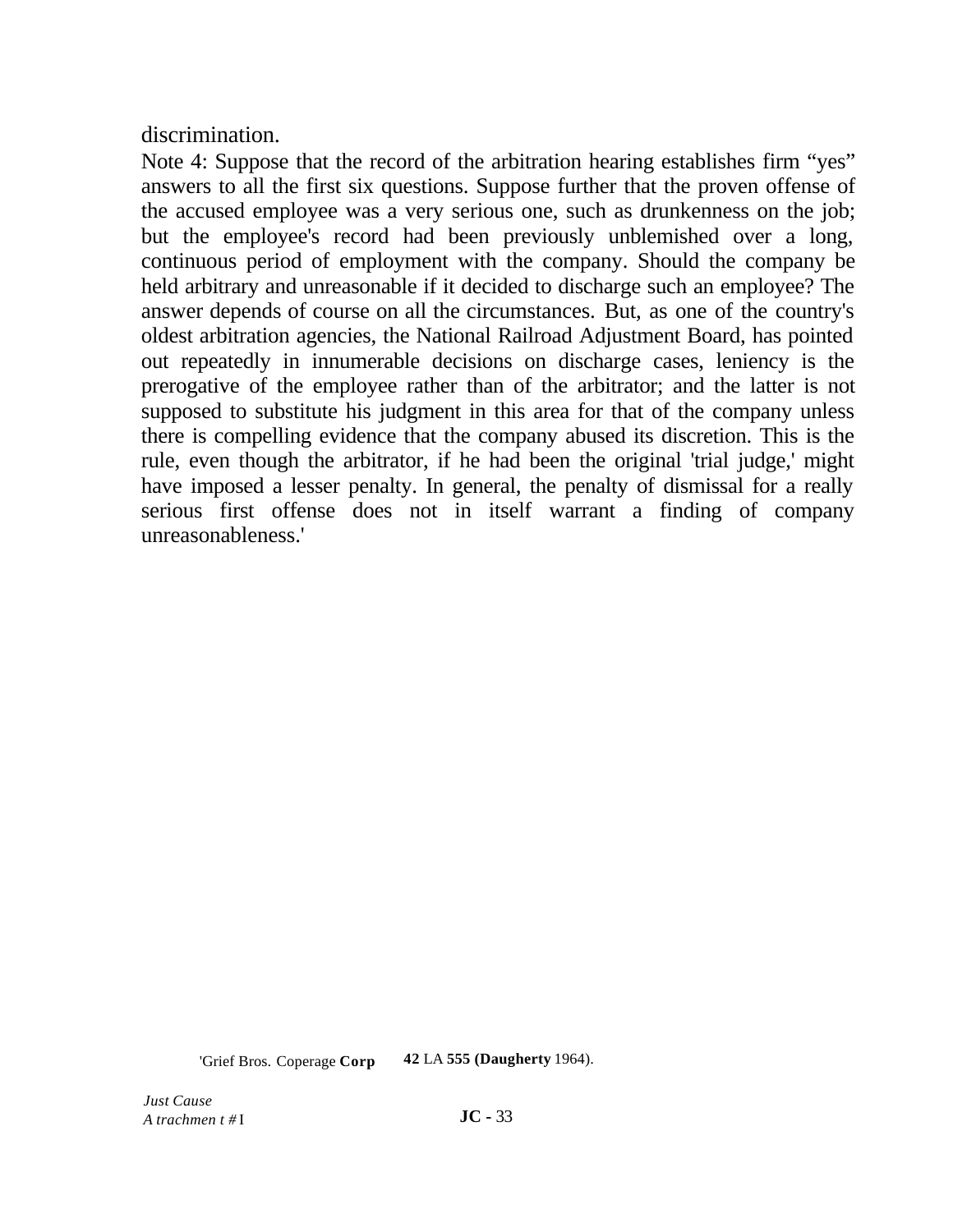discrimination.

Note 4: Suppose that the record of the arbitration hearing establishes firm "yes" answers to all the first six questions. Suppose further that the proven offense of the accused employee was a very serious one, such as drunkenness on the job; but the employee's record had been previously unblemished over a long, continuous period of employment with the company. Should the company be held arbitrary and unreasonable if it decided to discharge such an employee? The answer depends of course on all the circumstances. But, as one of the country's oldest arbitration agencies, the National Railroad Adjustment Board, has pointed out repeatedly in innumerable decisions on discharge cases, leniency is the prerogative of the employee rather than of the arbitrator; and the latter is not supposed to substitute his judgment in this area for that of the company unless there is compelling evidence that the company abused its discretion. This is the rule, even though the arbitrator, if he had been the original 'trial judge,' might have imposed a lesser penalty. In general, the penalty of dismissal for a really serious first offense does not in itself warrant a finding of company unreasonableness.'

'Grief Bros. Coperage **Corp** **42** LA **555 (Daugherty** 1964).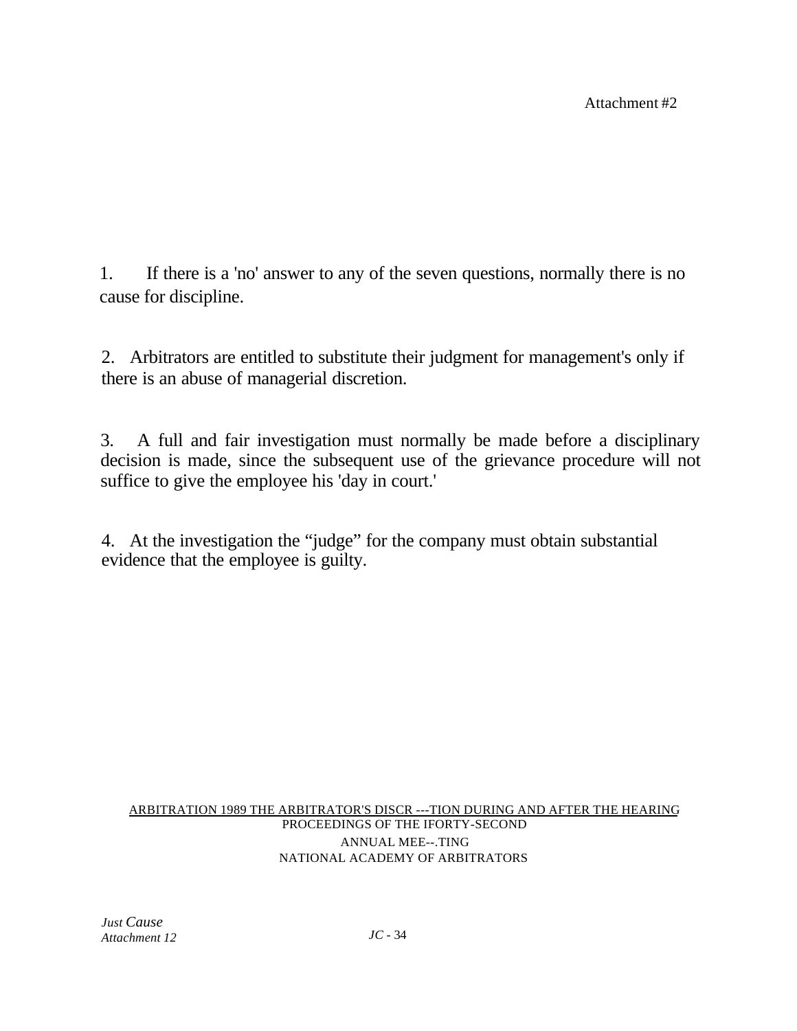Attachment #2

1. If there is a 'no' answer to any of the seven questions, normally there is no cause for discipline.

2. Arbitrators are entitled to substitute their judgment for management's only if there is an abuse of managerial discretion.

3. A full and fair investigation must normally be made before a disciplinary decision is made, since the subsequent use of the grievance procedure will not suffice to give the employee his 'day in court.'

4. At the investigation the "judge" for the company must obtain substantial evidence that the employee is guilty.

ARBITRATION 1989 THE ARBITRATOR'S DISCR ---TION DURING AND AFTER THE HEARING
PROCEEDINGS OF THE IFORTY-SECOND
ANNUAL MEE--.TING
NATIONAL ACADEMY OF ARBITRATORS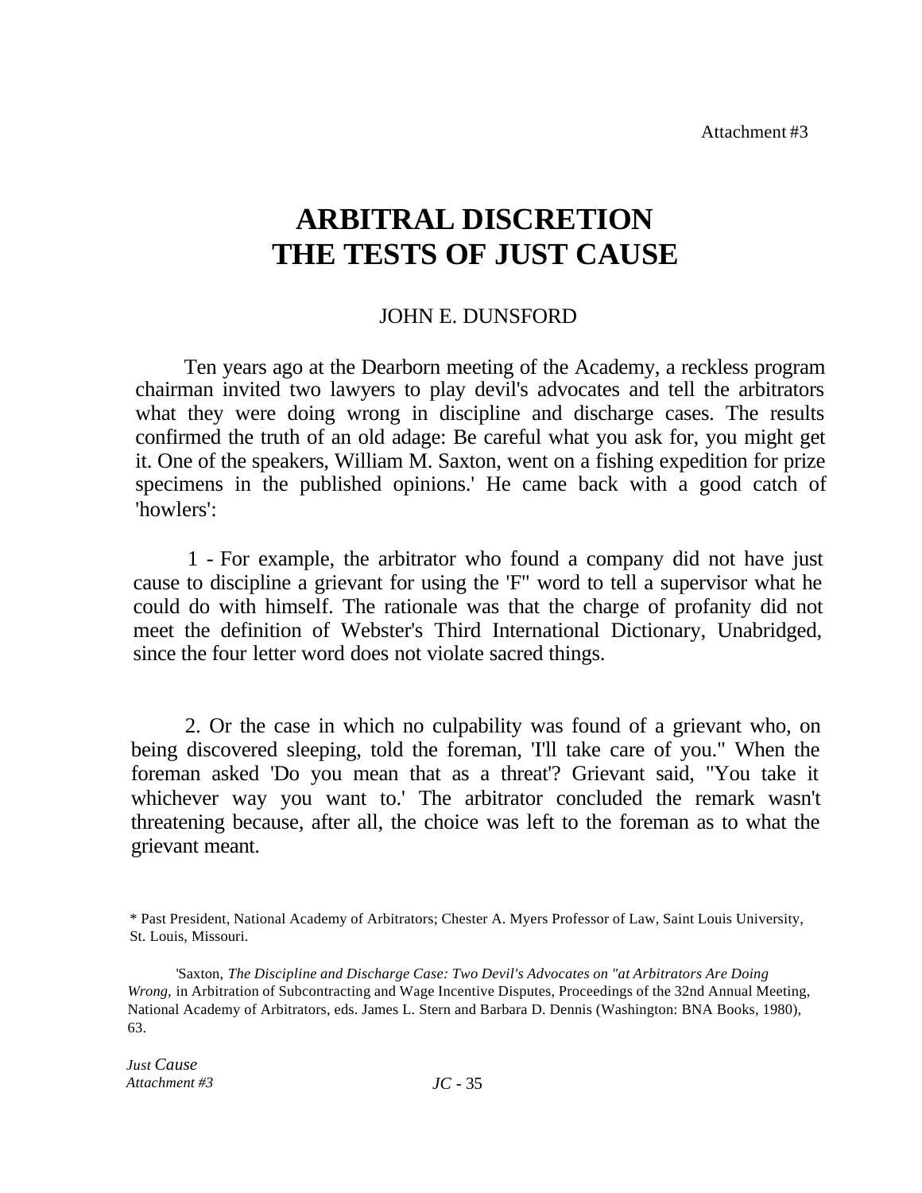Attachment #3

# ARBITRAL DISCRETION
# THE TESTS OF JUST CAUSE

JOHN E. DUNSFORD

Ten years ago at the Dearborn meeting of the Academy, a reckless program chairman invited two lawyers to play devil's advocates and tell the arbitrators what they were doing wrong in discipline and discharge cases. The results confirmed the truth of an old adage: Be careful what you ask for, you might get it. One of the speakers, William M. Saxton, went on a fishing expedition for prize specimens in the published opinions.' He came back with a good catch of 'howlers':

1 - For example, the arbitrator who found a company did not have just cause to discipline a grievant for using the 'F" word to tell a supervisor what he could do with himself. The rationale was that the charge of profanity did not meet the definition of Webster's Third International Dictionary, Unabridged, since the four letter word does not violate sacred things.

2. Or the case in which no culpability was found of a grievant who, on being discovered sleeping, told the foreman, 'I'll take care of you." When the foreman asked 'Do you mean that as a threat'? Grievant said, "You take it whichever way you want to.' The arbitrator concluded the remark wasn't threatening because, after all, the choice was left to the foreman as to what the grievant meant.

* Past President, National Academy of Arbitrators; Chester A. Myers Professor of Law, Saint Louis University, St. Louis, Missouri.

'Saxton, *The Discipline and Discharge Case: Two Devil's Advocates on "at Arbitrators Are Doing Wrong,* in Arbitration of Subcontracting and Wage Incentive Disputes, Proceedings of the 32nd Annual Meeting, National Academy of Arbitrators, eds. James L. Stern and Barbara D. Dennis (Washington: BNA Books, 1980), 63.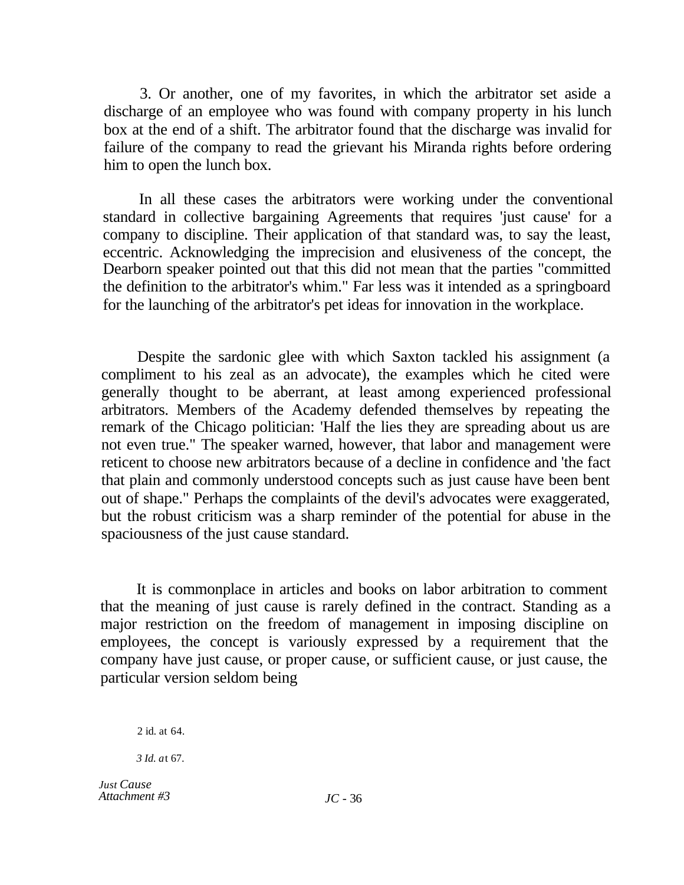3. Or another, one of my favorites, in which the arbitrator set aside a discharge of an employee who was found with company property in his lunch box at the end of a shift. The arbitrator found that the discharge was invalid for failure of the company to read the grievant his Miranda rights before ordering him to open the lunch box.

In all these cases the arbitrators were working under the conventional standard in collective bargaining Agreements that requires 'just cause' for a company to discipline. Their application of that standard was, to say the least, eccentric. Acknowledging the imprecision and elusiveness of the concept, the Dearborn speaker pointed out that this did not mean that the parties "committed the definition to the arbitrator's whim." Far less was it intended as a springboard for the launching of the arbitrator's pet ideas for innovation in the workplace.

Despite the sardonic glee with which Saxton tackled his assignment (a compliment to his zeal as an advocate), the examples which he cited were generally thought to be aberrant, at least among experienced professional arbitrators. Members of the Academy defended themselves by repeating the remark of the Chicago politician: 'Half the lies they are spreading about us are not even true." The speaker warned, however, that labor and management were reticent to choose new arbitrators because of a decline in confidence and 'the fact that plain and commonly understood concepts such as just cause have been bent out of shape." Perhaps the complaints of the devil's advocates were exaggerated, but the robust criticism was a sharp reminder of the potential for abuse in the spaciousness of the just cause standard.

It is commonplace in articles and books on labor arbitration to comment that the meaning of just cause is rarely defined in the contract. Standing as a major restriction on the freedom of management in imposing discipline on employees, the concept is variously expressed by a requirement that the company have just cause, or proper cause, or sufficient cause, or just cause, the particular version seldom being

2 id. at 64.

*3 Id. a*t 67.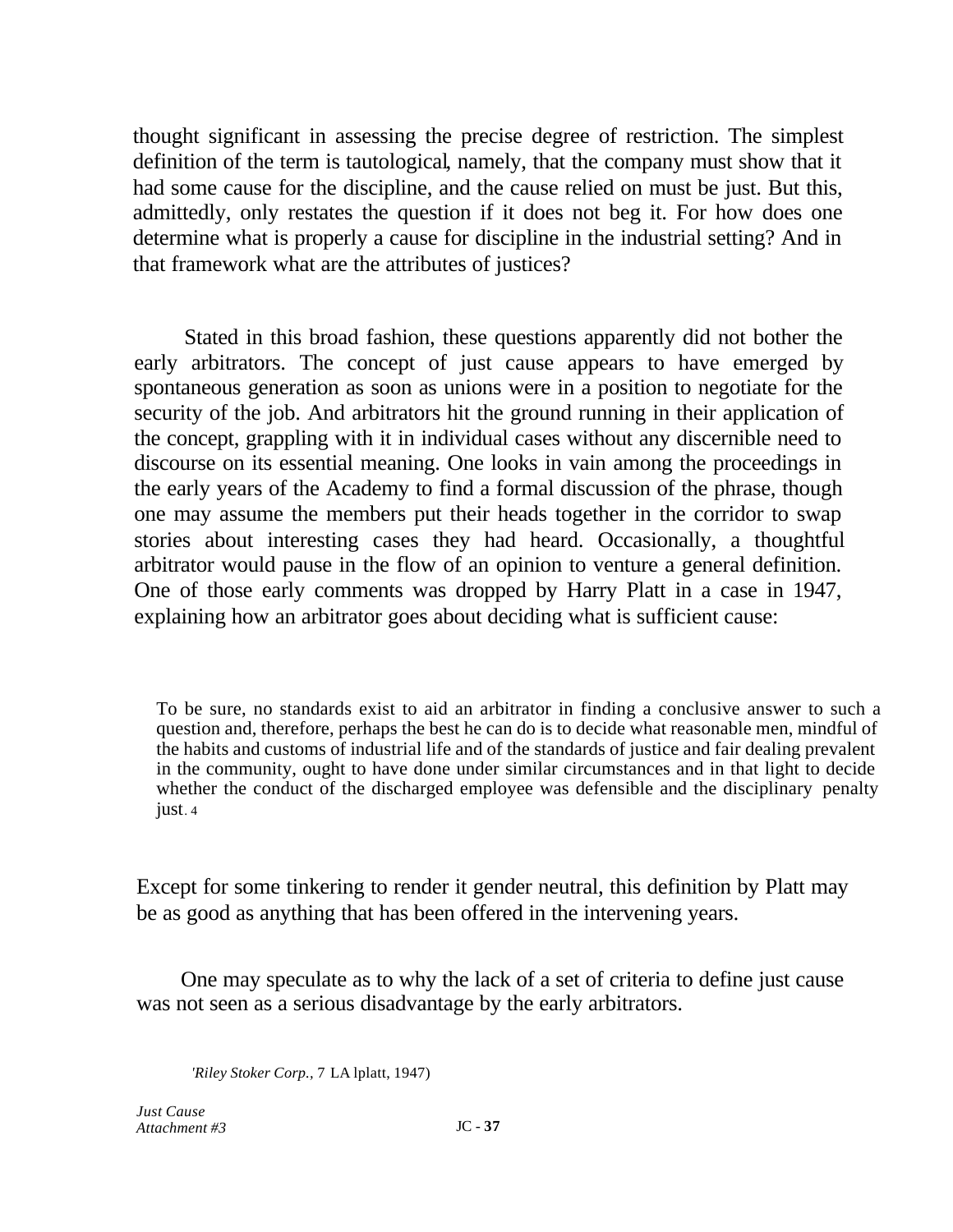thought significant in assessing the precise degree of restriction. The simplest definition of the term is tautological, namely, that the company must show that it had some cause for the discipline, and the cause relied on must be just. But this, admittedly, only restates the question if it does not beg it. For how does one determine what is properly a cause for discipline in the industrial setting? And in that framework what are the attributes of justices?

Stated in this broad fashion, these questions apparently did not bother the early arbitrators. The concept of just cause appears to have emerged by spontaneous generation as soon as unions were in a position to negotiate for the security of the job. And arbitrators hit the ground running in their application of the concept, grappling with it in individual cases without any discernible need to discourse on its essential meaning. One looks in vain among the proceedings in the early years of the Academy to find a formal discussion of the phrase, though one may assume the members put their heads together in the corridor to swap stories about interesting cases they had heard. Occasionally, a thoughtful arbitrator would pause in the flow of an opinion to venture a general definition. One of those early comments was dropped by Harry Platt in a case in 1947, explaining how an arbitrator goes about deciding what is sufficient cause:

> To be sure, no standards exist to aid an arbitrator in finding a conclusive answer to such a question and, therefore, perhaps the best he can do is to decide what reasonable men, mindful of the habits and customs of industrial life and of the standards of justice and fair dealing prevalent in the community, ought to have done under similar circumstances and in that light to decide whether the conduct of the discharged employee was defensible and the disciplinary penalty just.[4]

Except for some tinkering to render it gender neutral, this definition by Platt may be as good as anything that has been offered in the intervening years.

One may speculate as to why the lack of a set of criteria to define just cause was not seen as a serious disadvantage by the early arbitrators.

[4] *Riley Stoker Corp.*, 7 LA lplatt, 1947)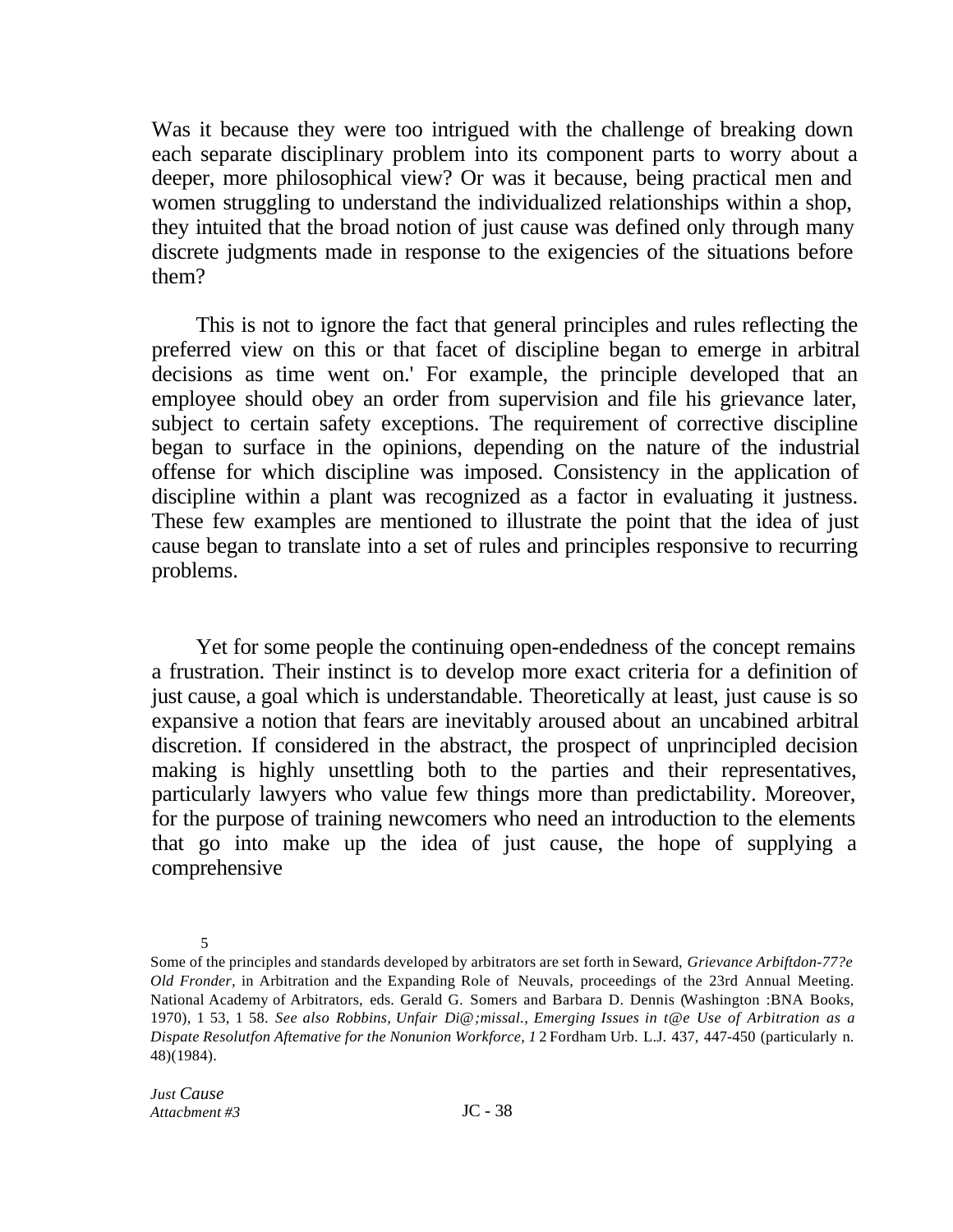Was it because they were too intrigued with the challenge of breaking down each separate disciplinary problem into its component parts to worry about a deeper, more philosophical view? Or was it because, being practical men and women struggling to understand the individualized relationships within a shop, they intuited that the broad notion of just cause was defined only through many discrete judgments made in response to the exigencies of the situations before them?

This is not to ignore the fact that general principles and rules reflecting the preferred view on this or that facet of discipline began to emerge in arbitral decisions as time went on.' For example, the principle developed that an employee should obey an order from supervision and file his grievance later, subject to certain safety exceptions. The requirement of corrective discipline began to surface in the opinions, depending on the nature of the industrial offense for which discipline was imposed. Consistency in the application of discipline within a plant was recognized as a factor in evaluating it justness. These few examples are mentioned to illustrate the point that the idea of just cause began to translate into a set of rules and principles responsive to recurring problems.

Yet for some people the continuing open-endedness of the concept remains a frustration. Their instinct is to develop more exact criteria for a definition of just cause, a goal which is understandable. Theoretically at least, just cause is so expansive a notion that fears are inevitably aroused about an uncabined arbitral discretion. If considered in the abstract, the prospect of unprincipled decision making is highly unsettling both to the parties and their representatives, particularly lawyers who value few things more than predictability. Moreover, for the purpose of training newcomers who need an introduction to the elements that go into make up the idea of just cause, the hope of supplying a comprehensive

5

Some of the principles and standards developed by arbitrators are set forth in Seward, *Grievance Arbiftdon-77?e Old Fronder,* in Arbitration and the Expanding Role of Neuvals, proceedings of the 23rd Annual Meeting. National Academy of Arbitrators, eds. Gerald G. Somers and Barbara D. Dennis (Washington :BNA Books, 1970), 1 53, 1 58. *See also Robbins, Unfair Di@;missal., Emerging Issues in t@e Use of Arbitration as a Dispate Resolutfon Aftemative for the Nonunion Workforce, 1* 2 Fordham Urb. L.J. 437, 447-450 (particularly n. 48)(1984).

*Just Cause*
*Attacbment #3*

JC - 38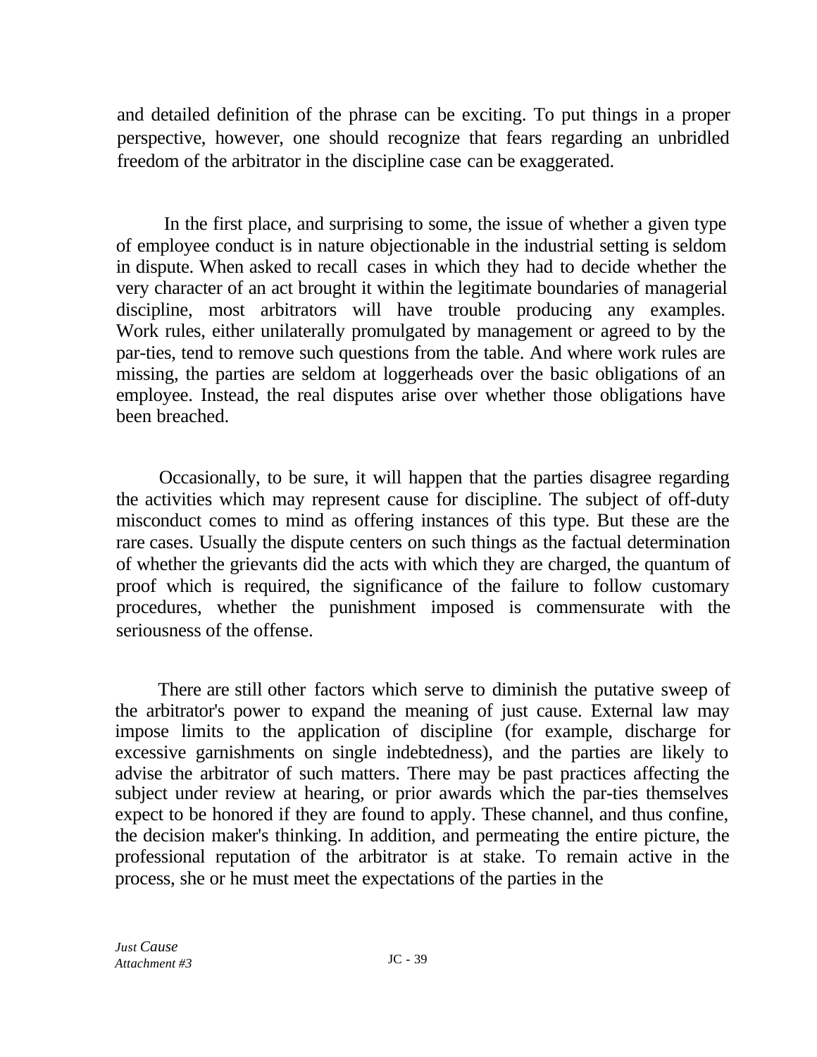and detailed definition of the phrase can be exciting. To put things in a proper perspective, however, one should recognize that fears regarding an unbridled freedom of the arbitrator in the discipline case can be exaggerated.

In the first place, and surprising to some, the issue of whether a given type of employee conduct is in nature objectionable in the industrial setting is seldom in dispute. When asked to recall cases in which they had to decide whether the very character of an act brought it within the legitimate boundaries of managerial discipline, most arbitrators will have trouble producing any examples. Work rules, either unilaterally promulgated by management or agreed to by the par-ties, tend to remove such questions from the table. And where work rules are missing, the parties are seldom at loggerheads over the basic obligations of an employee. Instead, the real disputes arise over whether those obligations have been breached.

Occasionally, to be sure, it will happen that the parties disagree regarding the activities which may represent cause for discipline. The subject of off-duty misconduct comes to mind as offering instances of this type. But these are the rare cases. Usually the dispute centers on such things as the factual determination of whether the grievants did the acts with which they are charged, the quantum of proof which is required, the significance of the failure to follow customary procedures, whether the punishment imposed is commensurate with the seriousness of the offense.

There are still other factors which serve to diminish the putative sweep of the arbitrator's power to expand the meaning of just cause. External law may impose limits to the application of discipline (for example, discharge for excessive garnishments on single indebtedness), and the parties are likely to advise the arbitrator of such matters. There may be past practices affecting the subject under review at hearing, or prior awards which the par-ties themselves expect to be honored if they are found to apply. These channel, and thus confine, the decision maker's thinking. In addition, and permeating the entire picture, the professional reputation of the arbitrator is at stake. To remain active in the process, she or he must meet the expectations of the parties in the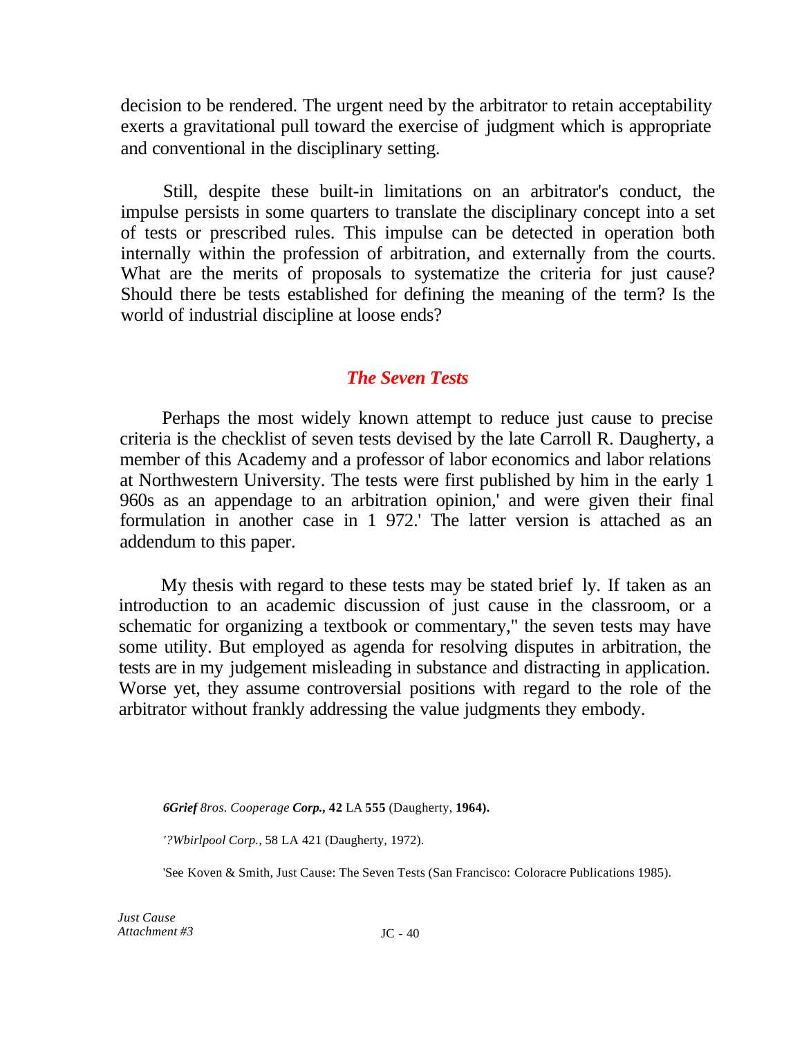decision to be rendered. The urgent need by the arbitrator to retain acceptability exerts a gravitational pull toward the exercise of judgment which is appropriate and conventional in the disciplinary setting.

Still, despite these built-in limitations on an arbitrator's conduct, the impulse persists in some quarters to translate the disciplinary concept into a set of tests or prescribed rules. This impulse can be detected in operation both internally within the profession of arbitration, and externally from the courts. What are the merits of proposals to systematize the criteria for just cause? Should there be tests established for defining the meaning of the term? Is the world of industrial discipline at loose ends?

## *The Seven Tests*

Perhaps the most widely known attempt to reduce just cause to precise criteria is the checklist of seven tests devised by the late Carroll R. Daugherty, a member of this Academy and a professor of labor economics and labor relations at Northwestern University. The tests were first published by him in the early 1 960s as an appendage to an arbitration opinion,' and were given their final formulation in another case in 1 972.' The latter version is attached as an addendum to this paper.

My thesis with regard to these tests may be stated brief ly. If taken as an introduction to an academic discussion of just cause in the classroom, or a schematic for organizing a textbook or commentary," the seven tests may have some utility. But employed as agenda for resolving disputes in arbitration, the tests are in my judgement misleading in substance and distracting in application. Worse yet, they assume controversial positions with regard to the role of the arbitrator without frankly addressing the value judgments they embody.

*6Grief 8ros. Cooperage* ***Corp.,*** **42** LA **555** (Daugherty, **1964).**

*'?Wbirlpool Corp.,* 58 LA 421 (Daugherty, 1972).

'See Koven & Smith, Just Cause: The Seven Tests (San Francisco: Coloracre Publications 1985).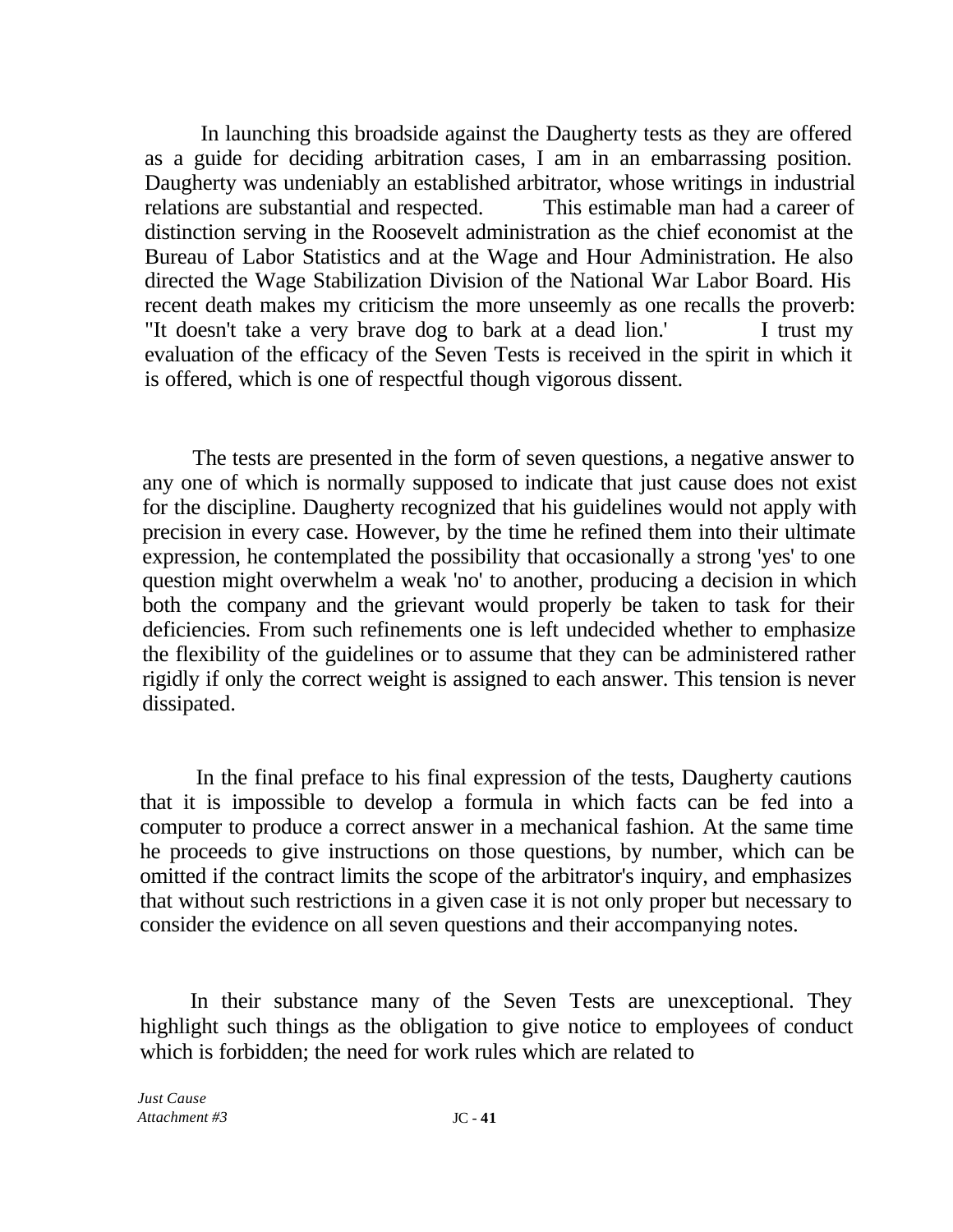In launching this broadside against the Daugherty tests as they are offered as a guide for deciding arbitration cases, I am in an embarrassing position. Daugherty was undeniably an established arbitrator, whose writings in industrial relations are substantial and respected. This estimable man had a career of distinction serving in the Roosevelt administration as the chief economist at the Bureau of Labor Statistics and at the Wage and Hour Administration. He also directed the Wage Stabilization Division of the National War Labor Board. His recent death makes my criticism the more unseemly as one recalls the proverb: "It doesn't take a very brave dog to bark at a dead lion.' I trust my evaluation of the efficacy of the Seven Tests is received in the spirit in which it is offered, which is one of respectful though vigorous dissent.

The tests are presented in the form of seven questions, a negative answer to any one of which is normally supposed to indicate that just cause does not exist for the discipline. Daugherty recognized that his guidelines would not apply with precision in every case. However, by the time he refined them into their ultimate expression, he contemplated the possibility that occasionally a strong 'yes' to one question might overwhelm a weak 'no' to another, producing a decision in which both the company and the grievant would properly be taken to task for their deficiencies. From such refinements one is left undecided whether to emphasize the flexibility of the guidelines or to assume that they can be administered rather rigidly if only the correct weight is assigned to each answer. This tension is never dissipated.

In the final preface to his final expression of the tests, Daugherty cautions that it is impossible to develop a formula in which facts can be fed into a computer to produce a correct answer in a mechanical fashion. At the same time he proceeds to give instructions on those questions, by number, which can be omitted if the contract limits the scope of the arbitrator's inquiry, and emphasizes that without such restrictions in a given case it is not only proper but necessary to consider the evidence on all seven questions and their accompanying notes.

In their substance many of the Seven Tests are unexceptional. They highlight such things as the obligation to give notice to employees of conduct which is forbidden; the need for work rules which are related to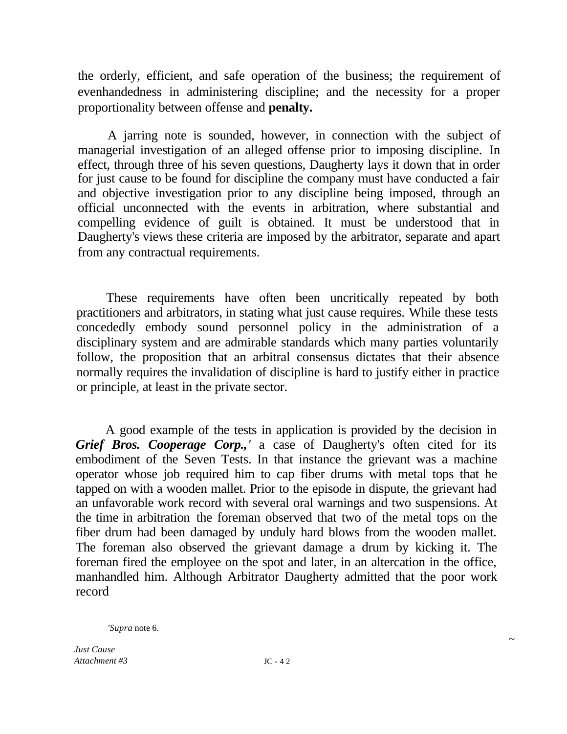the orderly, efficient, and safe operation of the business; the requirement of evenhandedness in administering discipline; and the necessity for a proper proportionality between offense and **penalty.**

A jarring note is sounded, however, in connection with the subject of managerial investigation of an alleged offense prior to imposing discipline. In effect, through three of his seven questions, Daugherty lays it down that in order for just cause to be found for discipline the company must have conducted a fair and objective investigation prior to any discipline being imposed, through an official unconnected with the events in arbitration, where substantial and compelling evidence of guilt is obtained. It must be understood that in Daugherty's views these criteria are imposed by the arbitrator, separate and apart from any contractual requirements.

These requirements have often been uncritically repeated by both practitioners and arbitrators, in stating what just cause requires. While these tests concededly embody sound personnel policy in the administration of a disciplinary system and are admirable standards which many parties voluntarily follow, the proposition that an arbitral consensus dictates that their absence normally requires the invalidation of discipline is hard to justify either in practice or principle, at least in the private sector.

A good example of the tests in application is provided by the decision in ***Grief Bros. Cooperage Corp.,'*** a case of Daugherty's often cited for its embodiment of the Seven Tests. In that instance the grievant was a machine operator whose job required him to cap fiber drums with metal tops that he tapped on with a wooden mallet. Prior to the episode in dispute, the grievant had an unfavorable work record with several oral warnings and two suspensions. At the time in arbitration the foreman observed that two of the metal tops on the fiber drum had been damaged by unduly hard blows from the wooden mallet. The foreman also observed the grievant damage a drum by kicking it. The foreman fired the employee on the spot and later, in an altercation in the office, manhandled him. Although Arbitrator Daugherty admitted that the poor work record

*'Supra* note 6.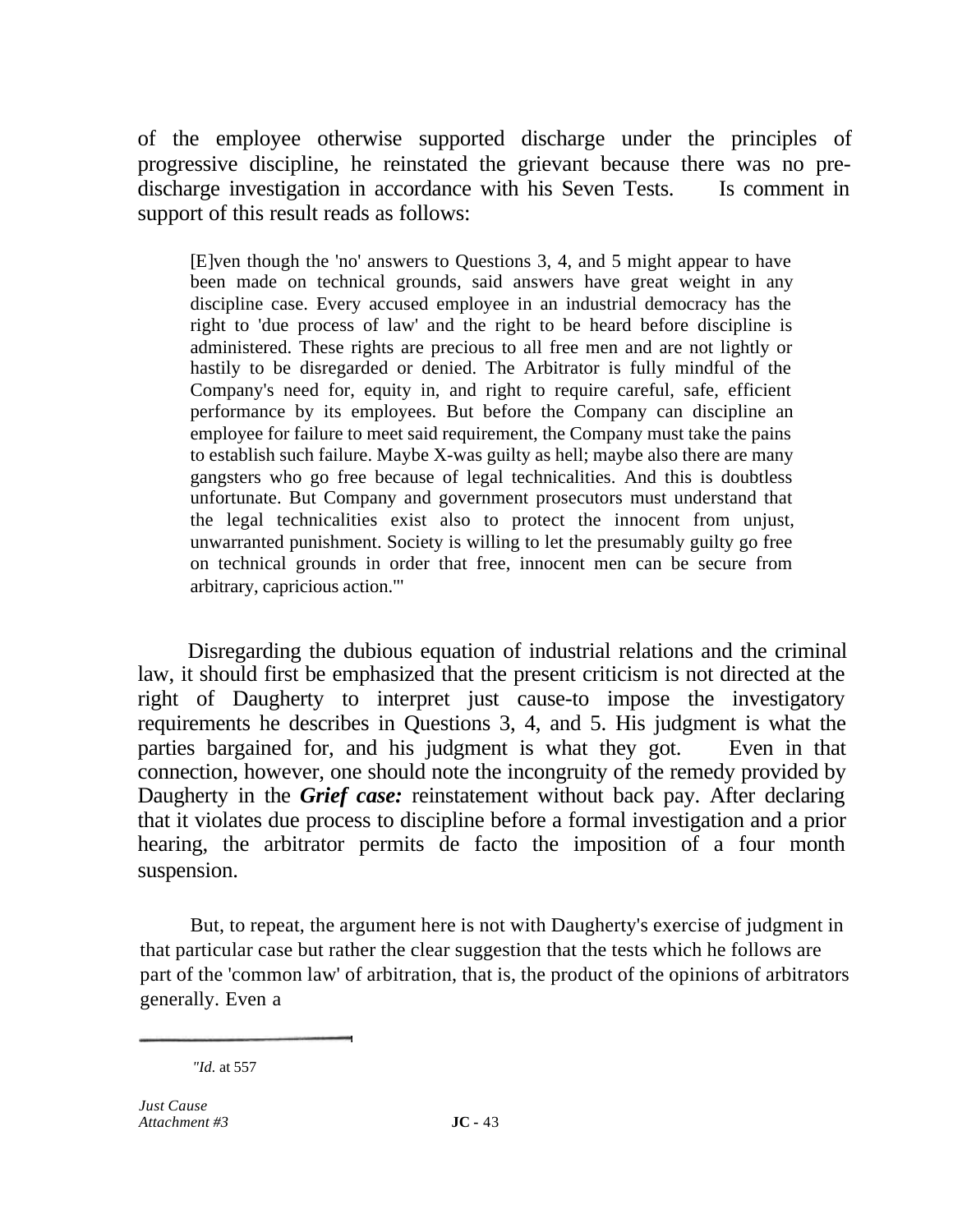of the employee otherwise supported discharge under the principles of progressive discipline, he reinstated the grievant because there was no pre-discharge investigation in accordance with his Seven Tests. Is comment in support of this result reads as follows:

> [E]ven though the 'no' answers to Questions 3, 4, and 5 might appear to have been made on technical grounds, said answers have great weight in any discipline case. Every accused employee in an industrial democracy has the right to 'due process of law' and the right to be heard before discipline is administered. These rights are precious to all free men and are not lightly or hastily to be disregarded or denied. The Arbitrator is fully mindful of the Company's need for, equity in, and right to require careful, safe, efficient performance by its employees. But before the Company can discipline an employee for failure to meet said requirement, the Company must take the pains to establish such failure. Maybe X-was guilty as hell; maybe also there are many gangsters who go free because of legal technicalities. And this is doubtless unfortunate. But Company and government prosecutors must understand that the legal technicalities exist also to protect the innocent from unjust, unwarranted punishment. Society is willing to let the presumably guilty go free on technical grounds in order that free, innocent men can be secure from arbitrary, capricious action."'

Disregarding the dubious equation of industrial relations and the criminal law, it should first be emphasized that the present criticism is not directed at the right of Daugherty to interpret just cause-to impose the investigatory requirements he describes in Questions 3, 4, and 5. His judgment is what the parties bargained for, and his judgment is what they got. Even in that connection, however, one should note the incongruity of the remedy provided by Daugherty in the ***Grief case:*** reinstatement without back pay. After declaring that it violates due process to discipline before a formal investigation and a prior hearing, the arbitrator permits de facto the imposition of a four month suspension.

But, to repeat, the argument here is not with Daugherty's exercise of judgment in that particular case but rather the clear suggestion that the tests which he follows are part of the 'common law' of arbitration, that is, the product of the opinions of arbitrators generally. Even a

---

"*Id.* at 557

*Just Cause Attachment #3*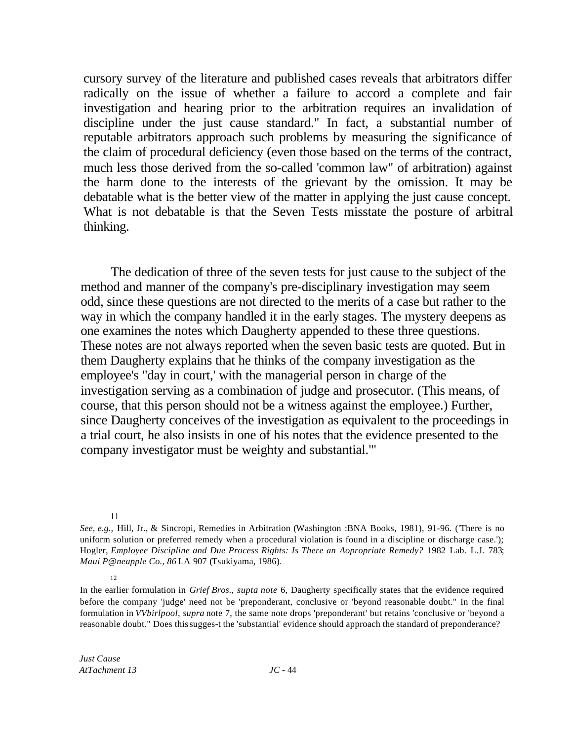cursory survey of the literature and published cases reveals that arbitrators differ radically on the issue of whether a failure to accord a complete and fair investigation and hearing prior to the arbitration requires an invalidation of discipline under the just cause standard." In fact, a substantial number of reputable arbitrators approach such problems by measuring the significance of the claim of procedural deficiency (even those based on the terms of the contract, much less those derived from the so-called 'common law" of arbitration) against the harm done to the interests of the grievant by the omission. It may be debatable what is the better view of the matter in applying the just cause concept. What is not debatable is that the Seven Tests misstate the posture of arbitral thinking.

The dedication of three of the seven tests for just cause to the subject of the method and manner of the company's pre-disciplinary investigation may seem odd, since these questions are not directed to the merits of a case but rather to the way in which the company handled it in the early stages. The mystery deepens as one examines the notes which Daugherty appended to these three questions. These notes are not always reported when the seven basic tests are quoted. But in them Daugherty explains that he thinks of the company investigation as the employee's "day in court,' with the managerial person in charge of the investigation serving as a combination of judge and prosecutor. (This means, of course, that this person should not be a witness against the employee.) Further, since Daugherty conceives of the investigation as equivalent to the proceedings in a trial court, he also insists in one of his notes that the evidence presented to the company investigator must be weighty and substantial.'"

11

*See, e.g.,* Hill, Jr., & Sincropi, Remedies in Arbitration (Washington :BNA Books, 1981), 91-96. ('There is no uniform solution or preferred remedy when a procedural violation is found in a discipline or discharge case.'); Hogler, *Employee Discipline and Due Process Rights: Is There an Aopropriate Remedy?* 1982 Lab. L.J. 783; *Maui P@neapple Co., 86* LA 907 (Tsukiyama, 1986).

12

In the earlier formulation in *Grief Bros., supta note* 6, Daugherty specifically states that the evidence required before the company 'judge' need not be 'preponderant, conclusive or 'beyond reasonable doubt." In the final formulation in *VVbirlpool*, *supra* note 7, the same note drops 'preponderant' but retains 'conclusive or 'beyond a reasonable doubt." Does this sugges-t the 'substantial' evidence should approach the standard of preponderance?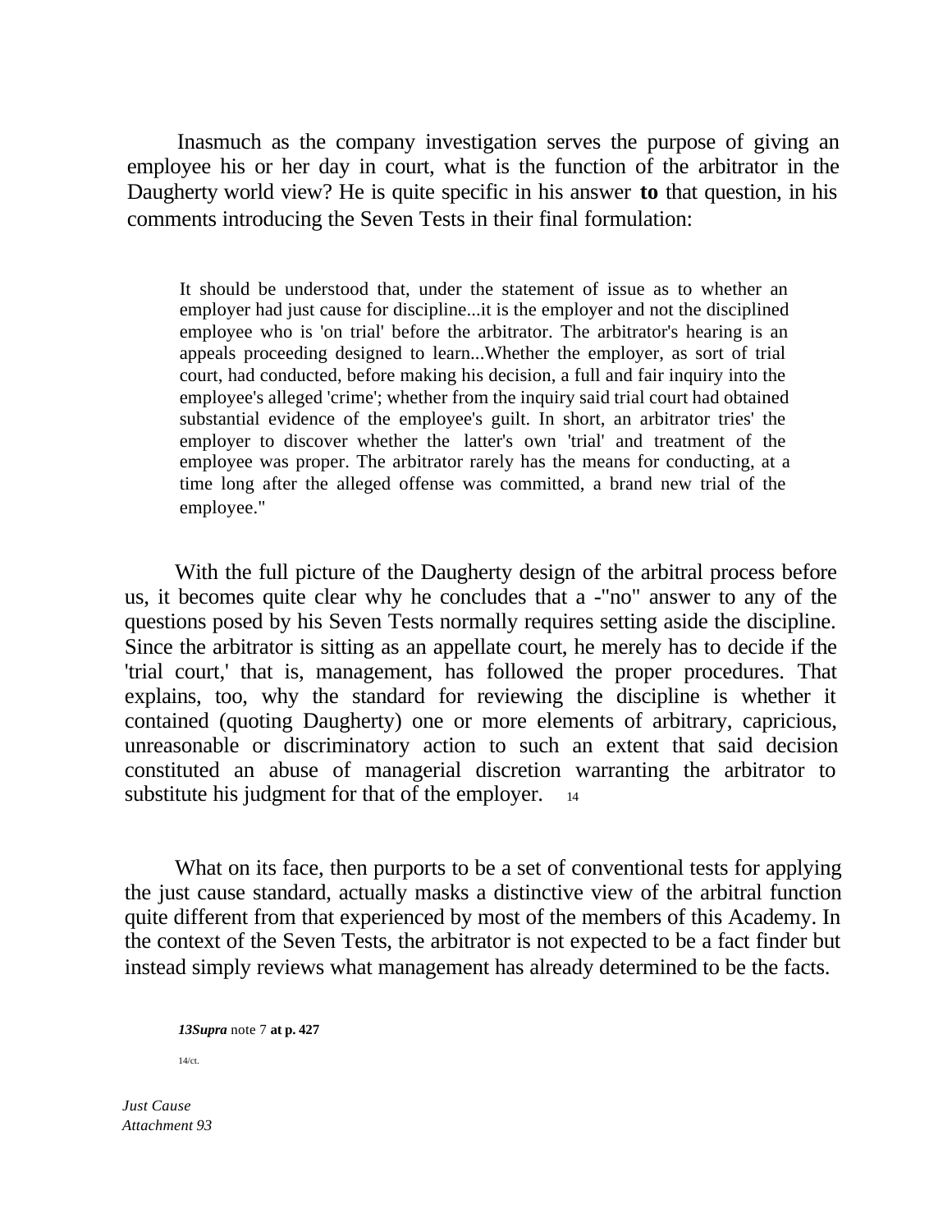Inasmuch as the company investigation serves the purpose of giving an employee his or her day in court, what is the function of the arbitrator in the Daugherty world view? He is quite specific in his answer **to** that question, in his comments introducing the Seven Tests in their final formulation:

> It should be understood that, under the statement of issue as to whether an employer had just cause for discipline...it is the employer and not the disciplined employee who is 'on trial' before the arbitrator. The arbitrator's hearing is an appeals proceeding designed to learn...Whether the employer, as sort of trial court, had conducted, before making his decision, a full and fair inquiry into the employee's alleged 'crime'; whether from the inquiry said trial court had obtained substantial evidence of the employee's guilt. In short, an arbitrator tries' the employer to discover whether the latter's own 'trial' and treatment of the employee was proper. The arbitrator rarely has the means for conducting, at a time long after the alleged offense was committed, a brand new trial of the employee."

With the full picture of the Daugherty design of the arbitral process before us, it becomes quite clear why he concludes that a -"no" answer to any of the questions posed by his Seven Tests normally requires setting aside the discipline. Since the arbitrator is sitting as an appellate court, he merely has to decide if the 'trial court,' that is, management, has followed the proper procedures. That explains, too, why the standard for reviewing the discipline is whether it contained (quoting Daugherty) one or more elements of arbitrary, capricious, unreasonable or discriminatory action to such an extent that said decision constituted an abuse of managerial discretion warranting the arbitrator to substitute his judgment for that of the employer. [14]

What on its face, then purports to be a set of conventional tests for applying the just cause standard, actually masks a distinctive view of the arbitral function quite different from that experienced by most of the members of this Academy. In the context of the Seven Tests, the arbitrator is not expected to be a fact finder but instead simply reviews what management has already determined to be the facts.

[13] ***Supra*** note 7 **at p. 427**

[14] Id.

*Just Cause*
*Attachment 93*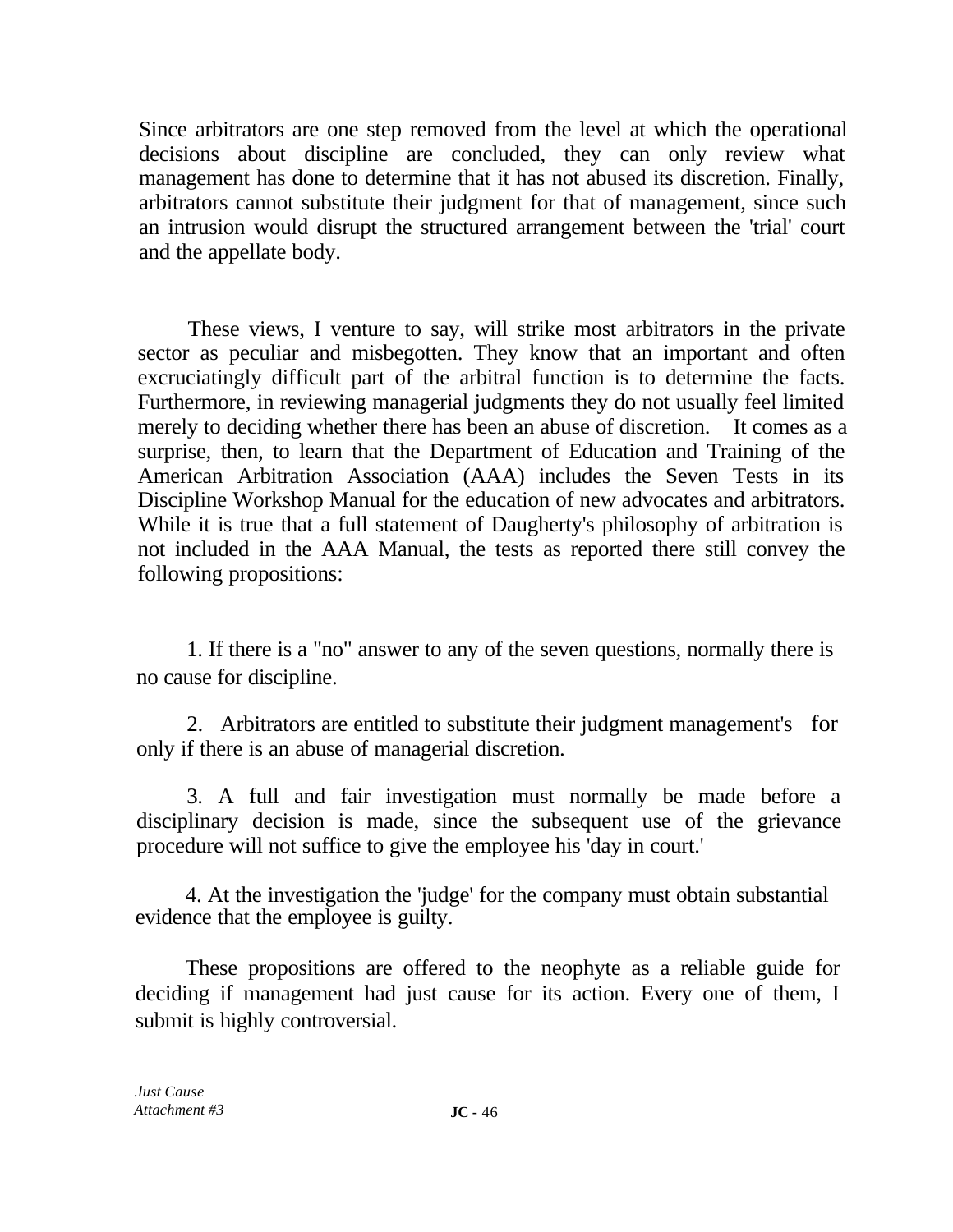Since arbitrators are one step removed from the level at which the operational decisions about discipline are concluded, they can only review what management has done to determine that it has not abused its discretion. Finally, arbitrators cannot substitute their judgment for that of management, since such an intrusion would disrupt the structured arrangement between the 'trial' court and the appellate body.

These views, I venture to say, will strike most arbitrators in the private sector as peculiar and misbegotten. They know that an important and often excruciatingly difficult part of the arbitral function is to determine the facts. Furthermore, in reviewing managerial judgments they do not usually feel limited merely to deciding whether there has been an abuse of discretion. It comes as a surprise, then, to learn that the Department of Education and Training of the American Arbitration Association (AAA) includes the Seven Tests in its Discipline Workshop Manual for the education of new advocates and arbitrators. While it is true that a full statement of Daugherty's philosophy of arbitration is not included in the AAA Manual, the tests as reported there still convey the following propositions:

1. If there is a "no" answer to any of the seven questions, normally there is no cause for discipline.

2. Arbitrators are entitled to substitute their judgment management's for only if there is an abuse of managerial discretion.

3. A full and fair investigation must normally be made before a disciplinary decision is made, since the subsequent use of the grievance procedure will not suffice to give the employee his 'day in court.'

4. At the investigation the 'judge' for the company must obtain substantial evidence that the employee is guilty.

These propositions are offered to the neophyte as a reliable guide for deciding if management had just cause for its action. Every one of them, I submit is highly controversial.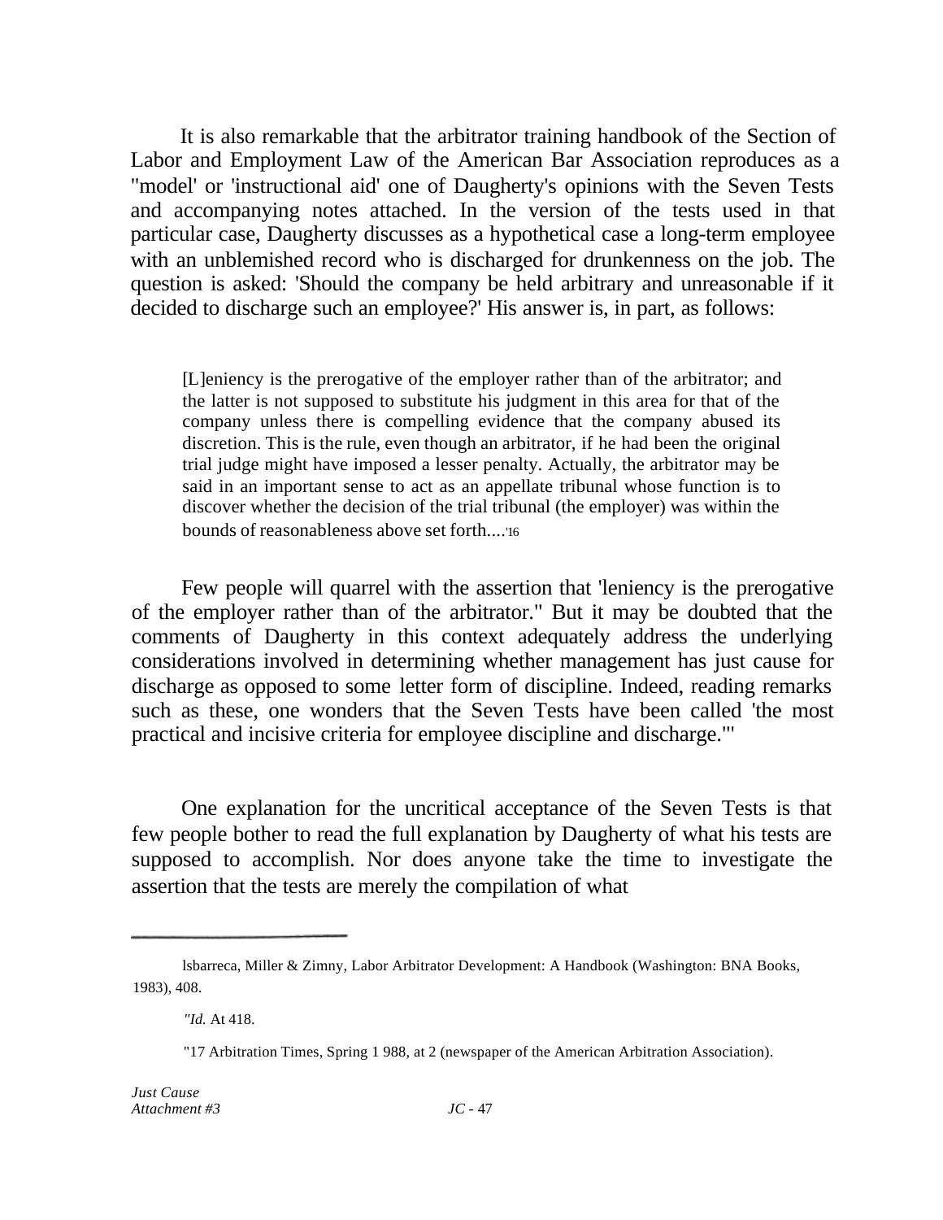It is also remarkable that the arbitrator training handbook of the Section of Labor and Employment Law of the American Bar Association reproduces as a "model' or 'instructional aid' one of Daugherty's opinions with the Seven Tests and accompanying notes attached. In the version of the tests used in that particular case, Daugherty discusses as a hypothetical case a long-term employee with an unblemished record who is discharged for drunkenness on the job. The question is asked: 'Should the company be held arbitrary and unreasonable if it decided to discharge such an employee?' His answer is, in part, as follows:

> [L]eniency is the prerogative of the employer rather than of the arbitrator; and the latter is not supposed to substitute his judgment in this area for that of the company unless there is compelling evidence that the company abused its discretion. This is the rule, even though an arbitrator, if he had been the original trial judge might have imposed a lesser penalty. Actually, the arbitrator may be said in an important sense to act as an appellate tribunal whose function is to discover whether the decision of the trial tribunal (the employer) was within the bounds of reasonableness above set forth....'[16]

Few people will quarrel with the assertion that 'leniency is the prerogative of the employer rather than of the arbitrator." But it may be doubted that the comments of Daugherty in this context adequately address the underlying considerations involved in determining whether management has just cause for discharge as opposed to some letter form of discipline. Indeed, reading remarks such as these, one wonders that the Seven Tests have been called 'the most practical and incisive criteria for employee discipline and discharge."'

One explanation for the uncritical acceptance of the Seven Tests is that few people bother to read the full explanation by Daugherty of what his tests are supposed to accomplish. Nor does anyone take the time to investigate the assertion that the tests are merely the compilation of what

---

lsbarreca, Miller & Zimny, Labor Arbitrator Development: A Handbook (Washington: BNA Books, 1983), 408.

*"Id.* At 418.

"17 Arbitration Times, Spring 1 988, at 2 (newspaper of the American Arbitration Association).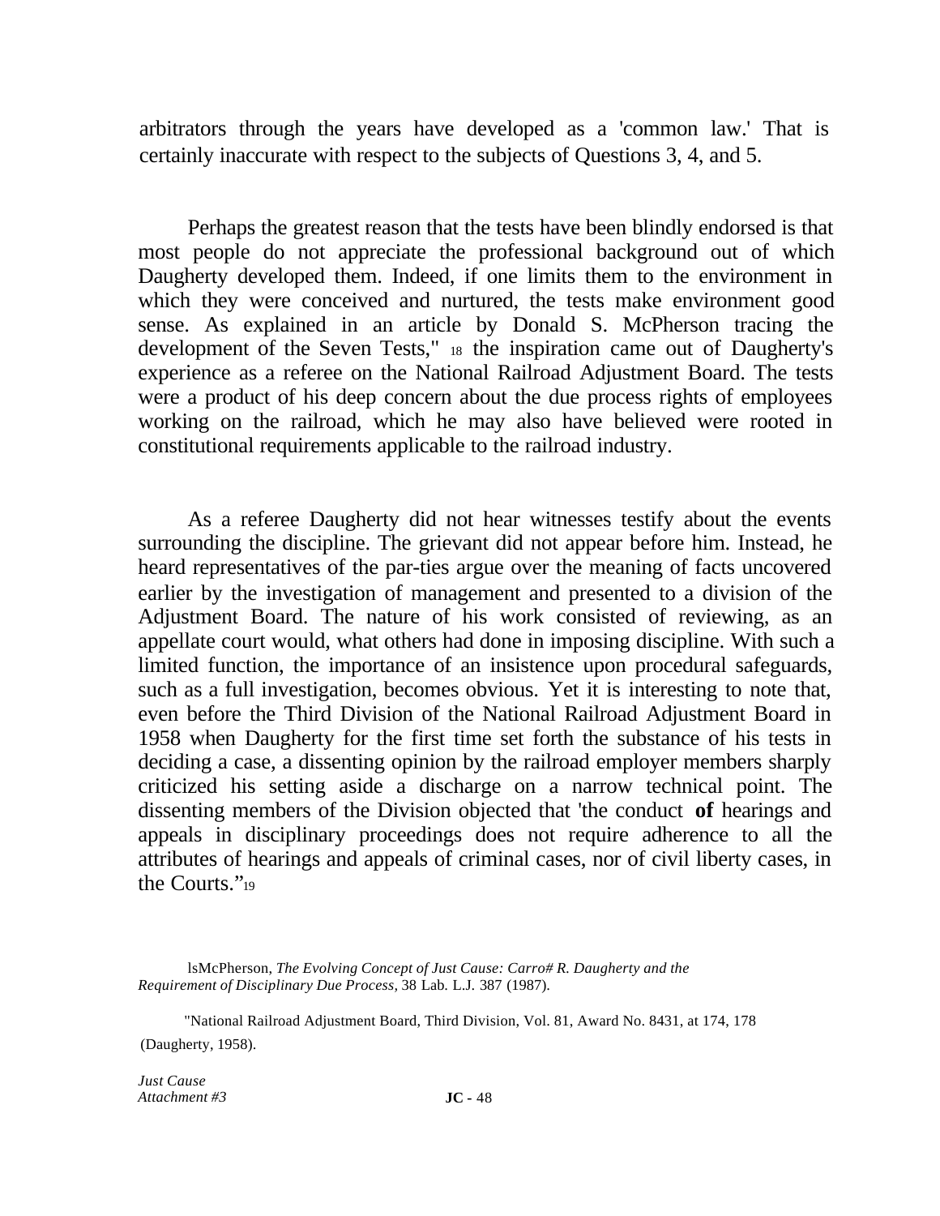arbitrators through the years have developed as a 'common law.' That is certainly inaccurate with respect to the subjects of Questions 3, 4, and 5.

Perhaps the greatest reason that the tests have been blindly endorsed is that most people do not appreciate the professional background out of which Daugherty developed them. Indeed, if one limits them to the environment in which they were conceived and nurtured, the tests make environment good sense. As explained in an article by Donald S. McPherson tracing the development of the Seven Tests," [18] the inspiration came out of Daugherty's experience as a referee on the National Railroad Adjustment Board. The tests were a product of his deep concern about the due process rights of employees working on the railroad, which he may also have believed were rooted in constitutional requirements applicable to the railroad industry.

As a referee Daugherty did not hear witnesses testify about the events surrounding the discipline. The grievant did not appear before him. Instead, he heard representatives of the par-ties argue over the meaning of facts uncovered earlier by the investigation of management and presented to a division of the Adjustment Board. The nature of his work consisted of reviewing, as an appellate court would, what others had done in imposing discipline. With such a limited function, the importance of an insistence upon procedural safeguards, such as a full investigation, becomes obvious. Yet it is interesting to note that, even before the Third Division of the National Railroad Adjustment Board in 1958 when Daugherty for the first time set forth the substance of his tests in deciding a case, a dissenting opinion by the railroad employer members sharply criticized his setting aside a discharge on a narrow technical point. The dissenting members of the Division objected that 'the conduct **of** hearings and appeals in disciplinary proceedings does not require adherence to all the attributes of hearings and appeals of criminal cases, nor of civil liberty cases, in the Courts."[19]

lsMcPherson, *The Evolving Concept of Just Cause: Carro# R. Daugherty and the Requirement of Disciplinary Due Process*, 38 Lab. L.J. 387 (1987).

"National Railroad Adjustment Board, Third Division, Vol. 81, Award No. 8431, at 174, 178 (Daugherty, 1958).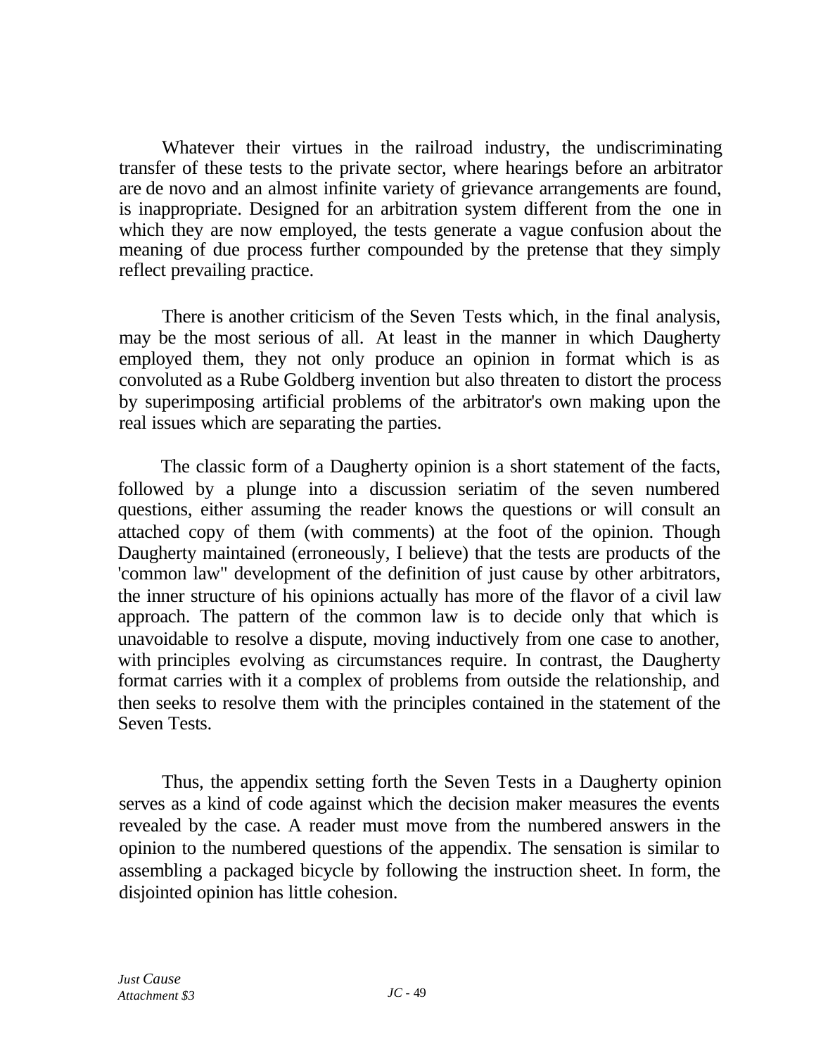Whatever their virtues in the railroad industry, the undiscriminating transfer of these tests to the private sector, where hearings before an arbitrator are de novo and an almost infinite variety of grievance arrangements are found, is inappropriate. Designed for an arbitration system different from the one in which they are now employed, the tests generate a vague confusion about the meaning of due process further compounded by the pretense that they simply reflect prevailing practice.

There is another criticism of the Seven Tests which, in the final analysis, may be the most serious of all. At least in the manner in which Daugherty employed them, they not only produce an opinion in format which is as convoluted as a Rube Goldberg invention but also threaten to distort the process by superimposing artificial problems of the arbitrator's own making upon the real issues which are separating the parties.

The classic form of a Daugherty opinion is a short statement of the facts, followed by a plunge into a discussion seriatim of the seven numbered questions, either assuming the reader knows the questions or will consult an attached copy of them (with comments) at the foot of the opinion. Though Daugherty maintained (erroneously, I believe) that the tests are products of the 'common law" development of the definition of just cause by other arbitrators, the inner structure of his opinions actually has more of the flavor of a civil law approach. The pattern of the common law is to decide only that which is unavoidable to resolve a dispute, moving inductively from one case to another, with principles evolving as circumstances require. In contrast, the Daugherty format carries with it a complex of problems from outside the relationship, and then seeks to resolve them with the principles contained in the statement of the Seven Tests.

Thus, the appendix setting forth the Seven Tests in a Daugherty opinion serves as a kind of code against which the decision maker measures the events revealed by the case. A reader must move from the numbered answers in the opinion to the numbered questions of the appendix. The sensation is similar to assembling a packaged bicycle by following the instruction sheet. In form, the disjointed opinion has little cohesion.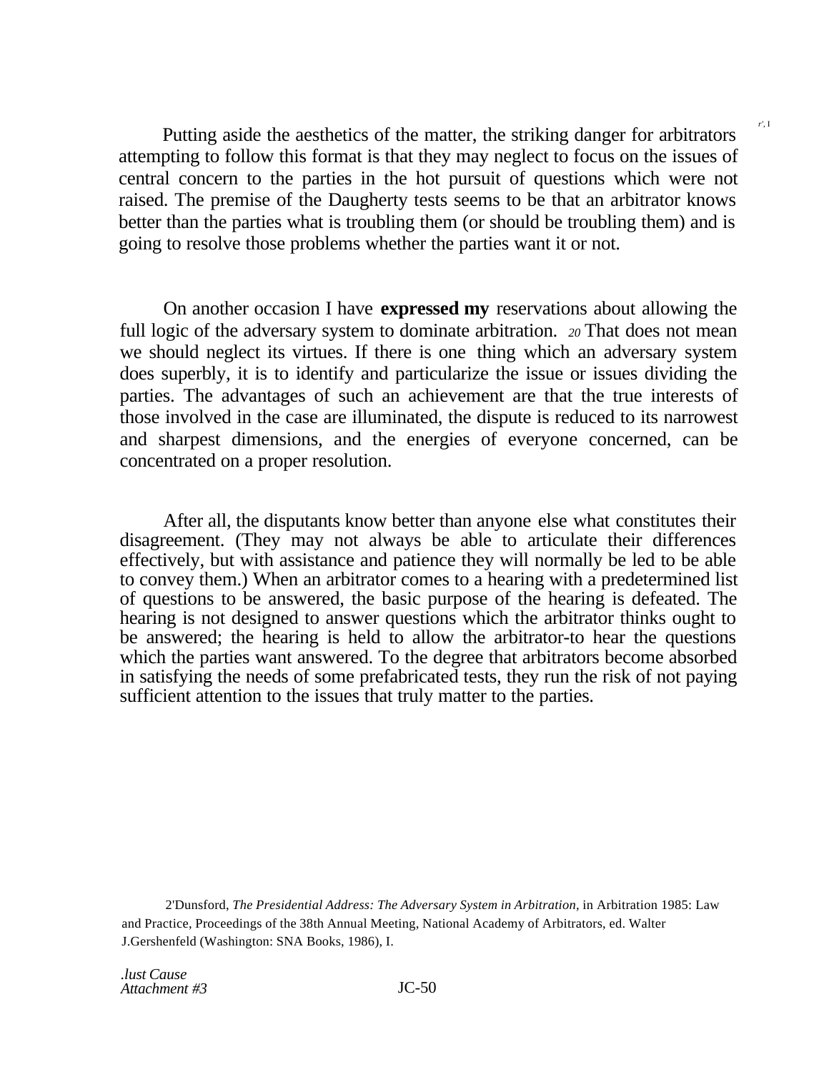Putting aside the aesthetics of the matter, the striking danger for arbitrators attempting to follow this format is that they may neglect to focus on the issues of central concern to the parties in the hot pursuit of questions which were not raised. The premise of the Daugherty tests seems to be that an arbitrator knows better than the parties what is troubling them (or should be troubling them) and is going to resolve those problems whether the parties want it or not.

On another occasion I have **expressed my** reservations about allowing the full logic of the adversary system to dominate arbitration. [20] That does not mean we should neglect its virtues. If there is one thing which an adversary system does superbly, it is to identify and particularize the issue or issues dividing the parties. The advantages of such an achievement are that the true interests of those involved in the case are illuminated, the dispute is reduced to its narrowest and sharpest dimensions, and the energies of everyone concerned, can be concentrated on a proper resolution.

After all, the disputants know better than anyone else what constitutes their disagreement. (They may not always be able to articulate their differences effectively, but with assistance and patience they will normally be led to be able to convey them.) When an arbitrator comes to a hearing with a predetermined list of questions to be answered, the basic purpose of the hearing is defeated. The hearing is not designed to answer questions which the arbitrator thinks ought to be answered; the hearing is held to allow the arbitrator-to hear the questions which the parties want answered. To the degree that arbitrators become absorbed in satisfying the needs of some prefabricated tests, they run the risk of not paying sufficient attention to the issues that truly matter to the parties.

2'Dunsford, *The Presidential Address: The Adversary System in Arbitration,* in Arbitration 1985: Law and Practice, Proceedings of the 38th Annual Meeting, National Academy of Arbitrators, ed. Walter J.Gershenfeld (Washington: SNA Books, 1986), I.